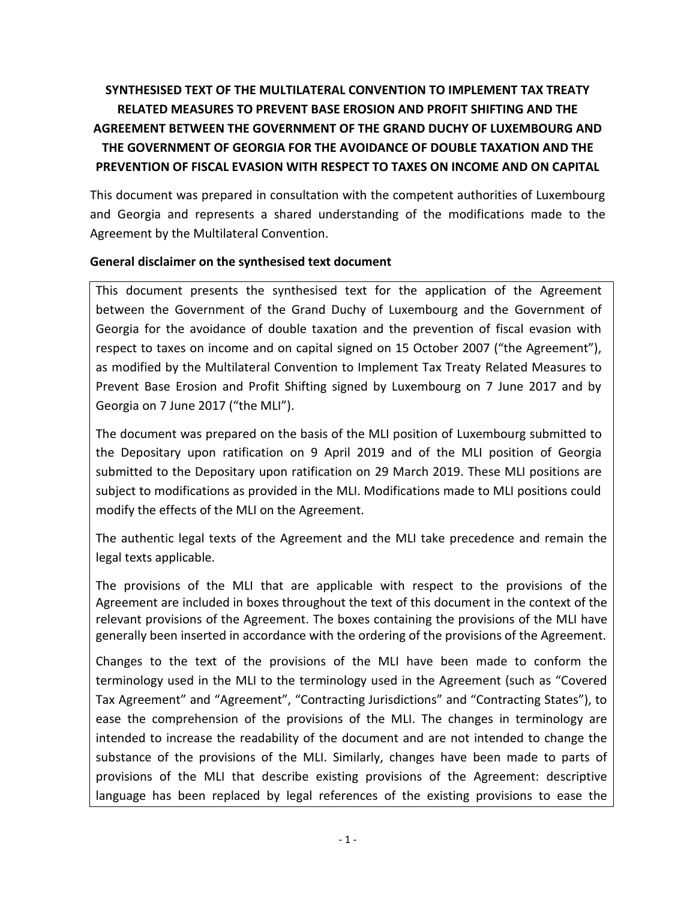# SYNTHESISED TEXT OF THE MULTILATERAL CONVENTION TO IMPLEMENT TAX TREATY RELATED MEASURES TO PREVENT BASE EROSION AND PROFIT SHIFTING AND THE AGREEMENT BETWEEN THE GOVERNMENT OF THE GRAND DUCHY OF LUXEMBOURG AND THE GOVERNMENT OF GEORGIA FOR THE AVOIDANCE OF DOUBLE TAXATION AND THE PREVENTION OF FISCAL EVASION WITH RESPECT TO TAXES ON INCOME AND ON CAPITAL

This document was prepared in consultation with the competent authorities of Luxembourg and Georgia and represents a shared understanding of the modifications made to the Agreement by the Multilateral Convention.

**General disclaimer on the synthesised text document**

This document presents the synthesised text for the application of the Agreement between the Government of the Grand Duchy of Luxembourg and the Government of Georgia for the avoidance of double taxation and the prevention of fiscal evasion with respect to taxes on income and on capital signed on 15 October 2007 ("the Agreement"), as modified by the Multilateral Convention to Implement Tax Treaty Related Measures to Prevent Base Erosion and Profit Shifting signed by Luxembourg on 7 June 2017 and by Georgia on 7 June 2017 ("the MLI").

The document was prepared on the basis of the MLI position of Luxembourg submitted to the Depositary upon ratification on 9 April 2019 and of the MLI position of Georgia submitted to the Depositary upon ratification on 29 March 2019. These MLI positions are subject to modifications as provided in the MLI. Modifications made to MLI positions could modify the effects of the MLI on the Agreement.

The authentic legal texts of the Agreement and the MLI take precedence and remain the legal texts applicable.

The provisions of the MLI that are applicable with respect to the provisions of the Agreement are included in boxes throughout the text of this document in the context of the relevant provisions of the Agreement. The boxes containing the provisions of the MLI have generally been inserted in accordance with the ordering of the provisions of the Agreement.

Changes to the text of the provisions of the MLI have been made to conform the terminology used in the MLI to the terminology used in the Agreement (such as "Covered Tax Agreement" and "Agreement", "Contracting Jurisdictions" and "Contracting States"), to ease the comprehension of the provisions of the MLI. The changes in terminology are intended to increase the readability of the document and are not intended to change the substance of the provisions of the MLI. Similarly, changes have been made to parts of provisions of the MLI that describe existing provisions of the Agreement: descriptive language has been replaced by legal references of the existing provisions to ease the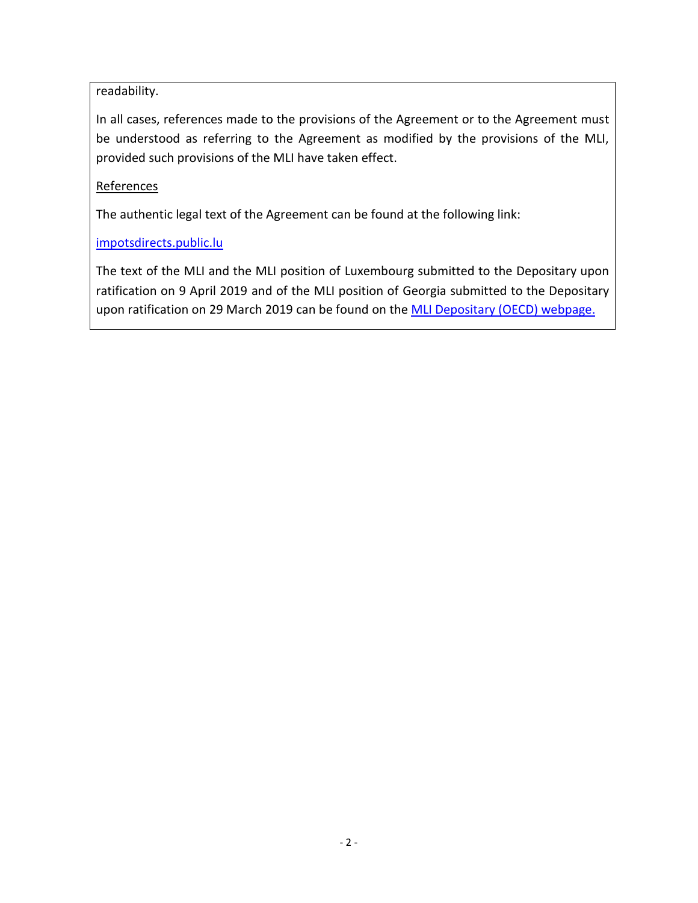readability.

In all cases, references made to the provisions of the Agreement or to the Agreement must be understood as referring to the Agreement as modified by the provisions of the MLI, provided such provisions of the MLI have taken effect.

References

The authentic legal text of the Agreement can be found at the following link:

impotsdirects.public.lu

The text of the MLI and the MLI position of Luxembourg submitted to the Depositary upon ratification on 9 April 2019 and of the MLI position of Georgia submitted to the Depositary upon ratification on 29 March 2019 can be found on the MLI Depositary (OECD) webpage.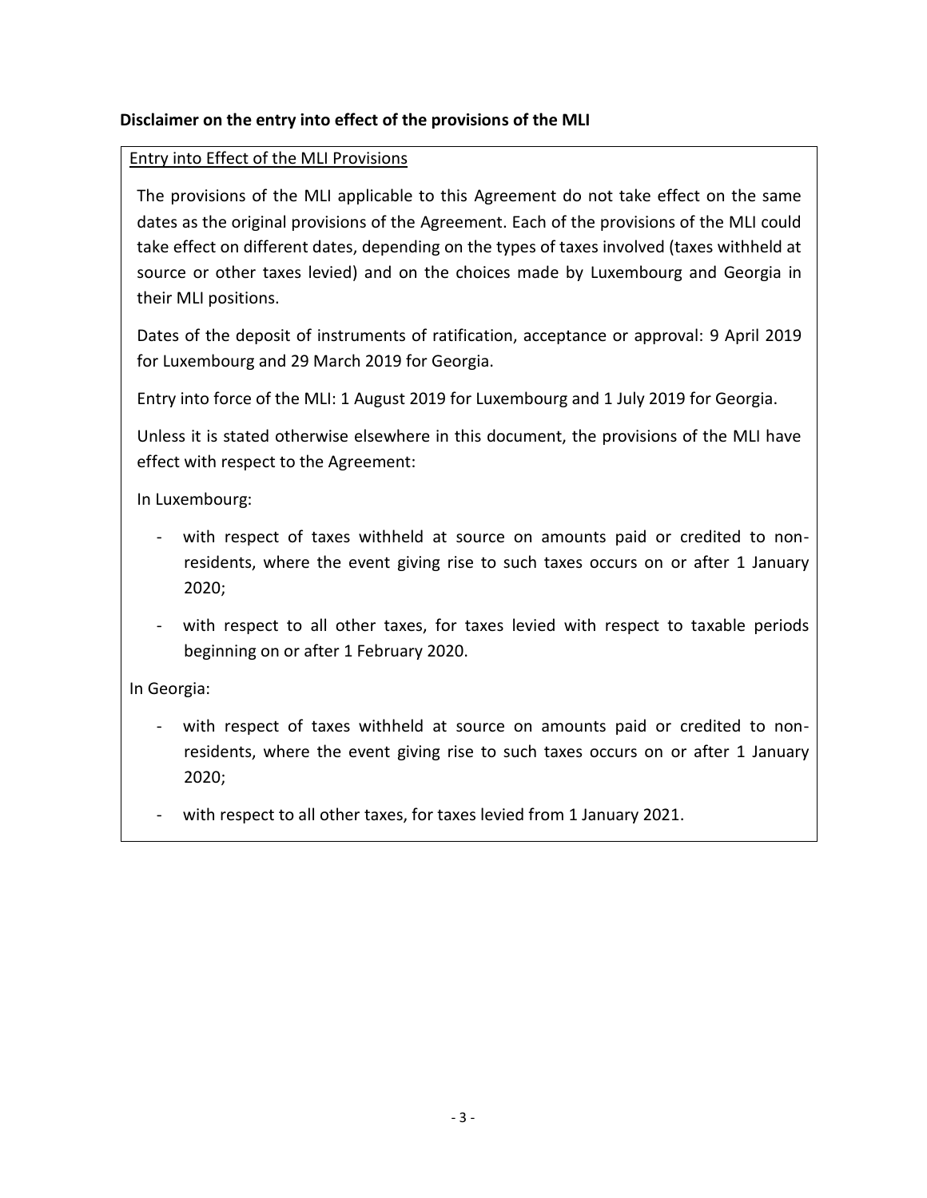**Disclaimer on the entry into effect of the provisions of the MLI**

Entry into Effect of the MLI Provisions

The provisions of the MLI applicable to this Agreement do not take effect on the same dates as the original provisions of the Agreement. Each of the provisions of the MLI could take effect on different dates, depending on the types of taxes involved (taxes withheld at source or other taxes levied) and on the choices made by Luxembourg and Georgia in their MLI positions.

Dates of the deposit of instruments of ratification, acceptance or approval: 9 April 2019 for Luxembourg and 29 March 2019 for Georgia.

Entry into force of the MLI: 1 August 2019 for Luxembourg and 1 July 2019 for Georgia.

Unless it is stated otherwise elsewhere in this document, the provisions of the MLI have effect with respect to the Agreement:

In Luxembourg:

- with respect of taxes withheld at source on amounts paid or credited to non-residents, where the event giving rise to such taxes occurs on or after 1 January 2020;
- with respect to all other taxes, for taxes levied with respect to taxable periods beginning on or after 1 February 2020.

In Georgia:

- with respect of taxes withheld at source on amounts paid or credited to non-residents, where the event giving rise to such taxes occurs on or after 1 January 2020;
- with respect to all other taxes, for taxes levied from 1 January 2021.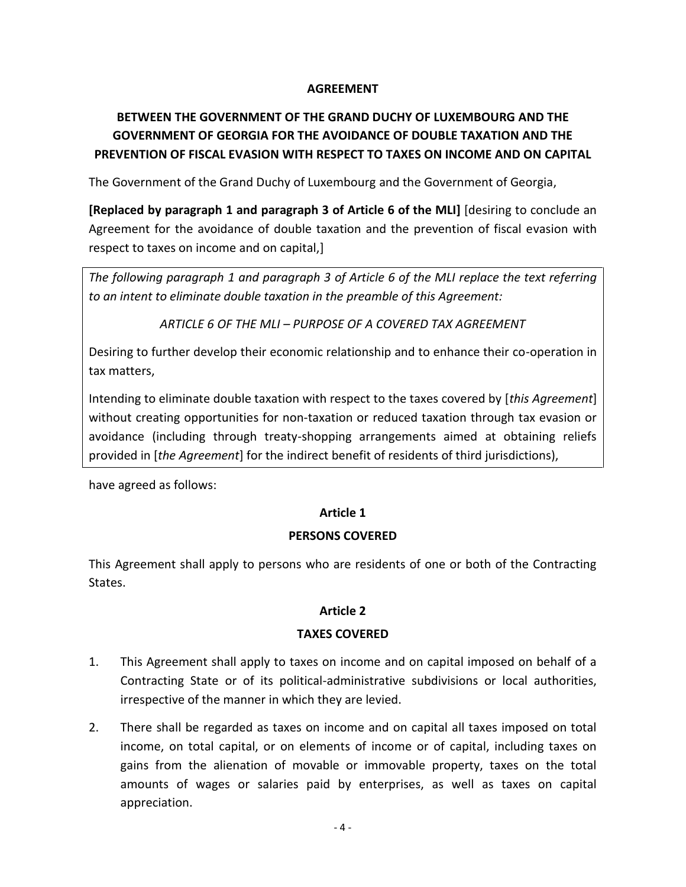**AGREEMENT**

**BETWEEN THE GOVERNMENT OF THE GRAND DUCHY OF LUXEMBOURG AND THE GOVERNMENT OF GEORGIA FOR THE AVOIDANCE OF DOUBLE TAXATION AND THE PREVENTION OF FISCAL EVASION WITH RESPECT TO TAXES ON INCOME AND ON CAPITAL**

The Government of the Grand Duchy of Luxembourg and the Government of Georgia,

**[Replaced by paragraph 1 and paragraph 3 of Article 6 of the MLI]** [desiring to conclude an Agreement for the avoidance of double taxation and the prevention of fiscal evasion with respect to taxes on income and on capital,]

*The following paragraph 1 and paragraph 3 of Article 6 of the MLI replace the text referring to an intent to eliminate double taxation in the preamble of this Agreement:*

*ARTICLE 6 OF THE MLI – PURPOSE OF A COVERED TAX AGREEMENT*

Desiring to further develop their economic relationship and to enhance their co-operation in tax matters,

Intending to eliminate double taxation with respect to the taxes covered by [*this Agreement*] without creating opportunities for non-taxation or reduced taxation through tax evasion or avoidance (including through treaty-shopping arrangements aimed at obtaining reliefs provided in [*the Agreement*] for the indirect benefit of residents of third jurisdictions),

have agreed as follows:

**Article 1**

**PERSONS COVERED**

This Agreement shall apply to persons who are residents of one or both of the Contracting States.

**Article 2**

**TAXES COVERED**

1. This Agreement shall apply to taxes on income and on capital imposed on behalf of a Contracting State or of its political-administrative subdivisions or local authorities, irrespective of the manner in which they are levied.

2. There shall be regarded as taxes on income and on capital all taxes imposed on total income, on total capital, or on elements of income or of capital, including taxes on gains from the alienation of movable or immovable property, taxes on the total amounts of wages or salaries paid by enterprises, as well as taxes on capital appreciation.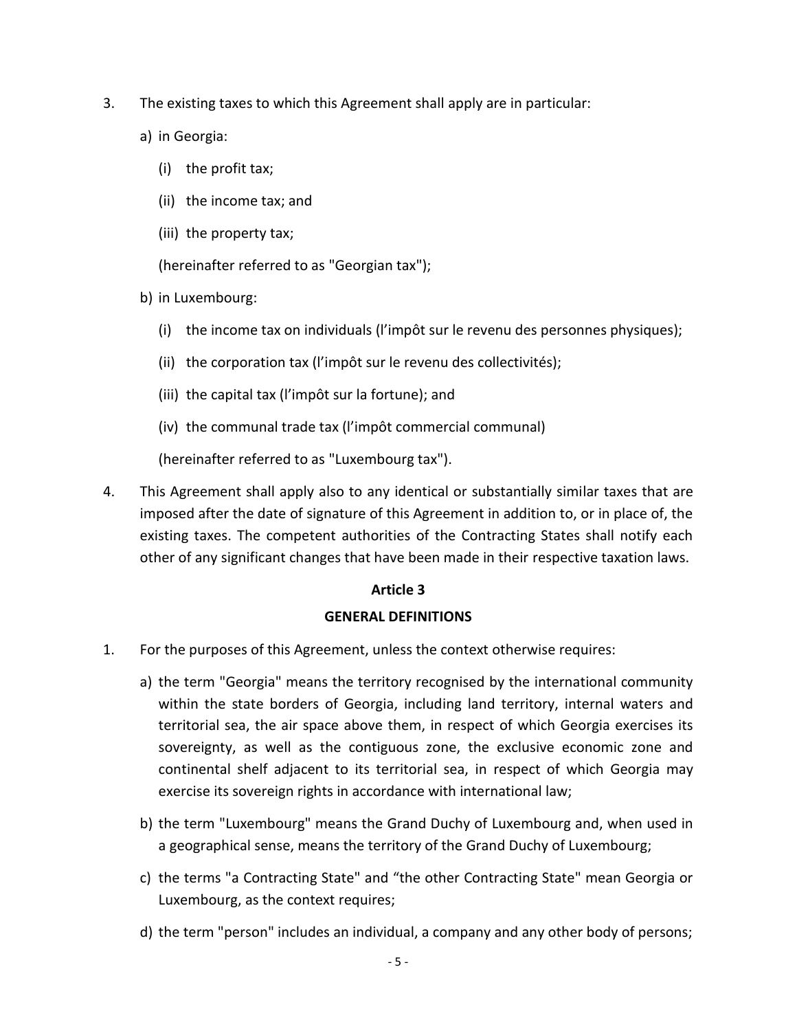3. The existing taxes to which this Agreement shall apply are in particular:

   a) in Georgia:

      (i) the profit tax;

      (ii) the income tax; and

      (iii) the property tax;

      (hereinafter referred to as "Georgian tax");

   b) in Luxembourg:

      (i) the income tax on individuals (l'impôt sur le revenu des personnes physiques);

      (ii) the corporation tax (l'impôt sur le revenu des collectivités);

      (iii) the capital tax (l'impôt sur la fortune); and

      (iv) the communal trade tax (l'impôt commercial communal)

      (hereinafter referred to as "Luxembourg tax").

4. This Agreement shall apply also to any identical or substantially similar taxes that are imposed after the date of signature of this Agreement in addition to, or in place of, the existing taxes. The competent authorities of the Contracting States shall notify each other of any significant changes that have been made in their respective taxation laws.

**Article 3**

**GENERAL DEFINITIONS**

1. For the purposes of this Agreement, unless the context otherwise requires:

   a) the term "Georgia" means the territory recognised by the international community within the state borders of Georgia, including land territory, internal waters and territorial sea, the air space above them, in respect of which Georgia exercises its sovereignty, as well as the contiguous zone, the exclusive economic zone and continental shelf adjacent to its territorial sea, in respect of which Georgia may exercise its sovereign rights in accordance with international law;

   b) the term "Luxembourg" means the Grand Duchy of Luxembourg and, when used in a geographical sense, means the territory of the Grand Duchy of Luxembourg;

   c) the terms "a Contracting State" and "the other Contracting State" mean Georgia or Luxembourg, as the context requires;

   d) the term "person" includes an individual, a company and any other body of persons;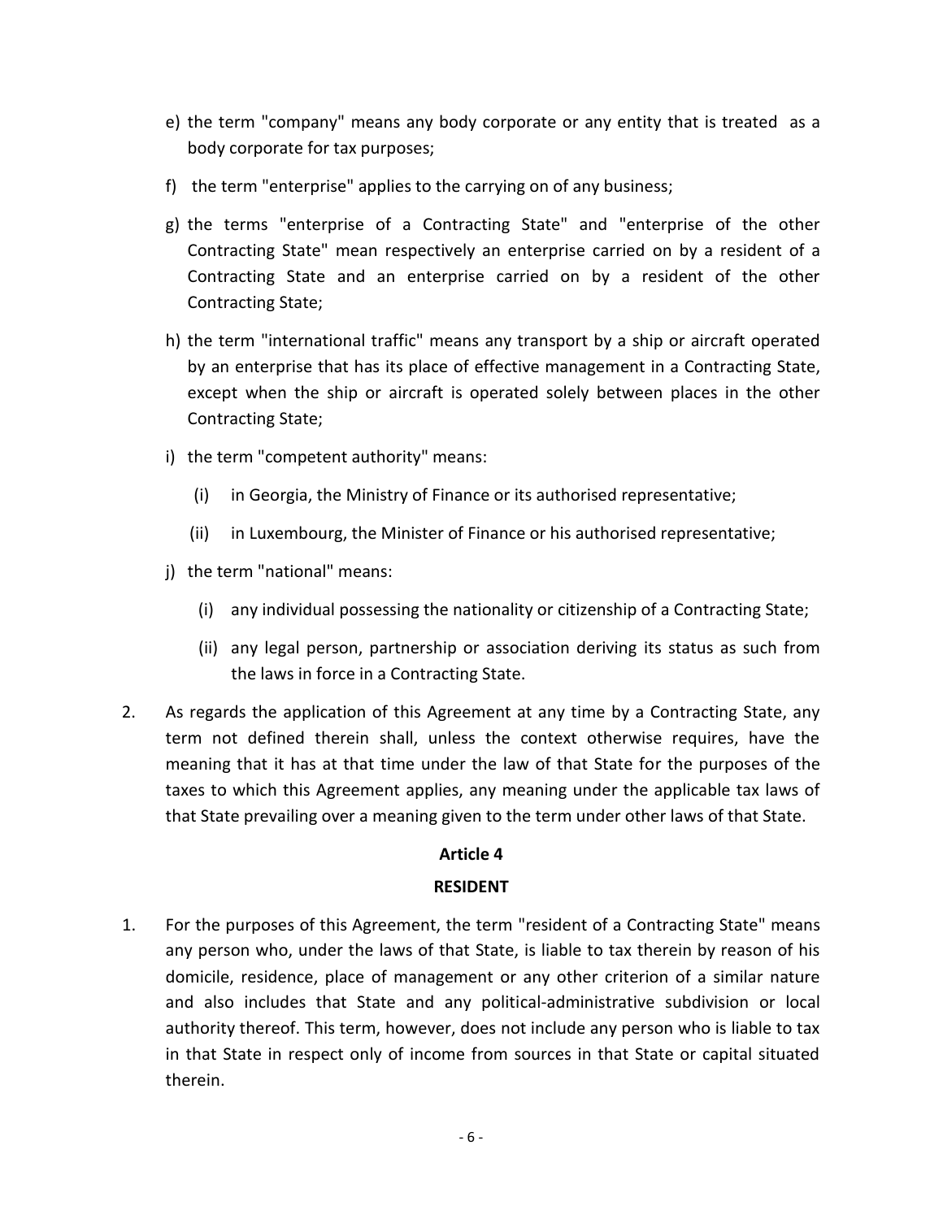e) the term "company" means any body corporate or any entity that is treated as a body corporate for tax purposes;

f) the term "enterprise" applies to the carrying on of any business;

g) the terms "enterprise of a Contracting State" and "enterprise of the other Contracting State" mean respectively an enterprise carried on by a resident of a Contracting State and an enterprise carried on by a resident of the other Contracting State;

h) the term "international traffic" means any transport by a ship or aircraft operated by an enterprise that has its place of effective management in a Contracting State, except when the ship or aircraft is operated solely between places in the other Contracting State;

i) the term "competent authority" means:

   (i) in Georgia, the Ministry of Finance or its authorised representative;

   (ii) in Luxembourg, the Minister of Finance or his authorised representative;

j) the term "national" means:

   (i) any individual possessing the nationality or citizenship of a Contracting State;

   (ii) any legal person, partnership or association deriving its status as such from the laws in force in a Contracting State.

2. As regards the application of this Agreement at any time by a Contracting State, any term not defined therein shall, unless the context otherwise requires, have the meaning that it has at that time under the law of that State for the purposes of the taxes to which this Agreement applies, any meaning under the applicable tax laws of that State prevailing over a meaning given to the term under other laws of that State.

## Article 4

## RESIDENT

1. For the purposes of this Agreement, the term "resident of a Contracting State" means any person who, under the laws of that State, is liable to tax therein by reason of his domicile, residence, place of management or any other criterion of a similar nature and also includes that State and any political-administrative subdivision or local authority thereof. This term, however, does not include any person who is liable to tax in that State in respect only of income from sources in that State or capital situated therein.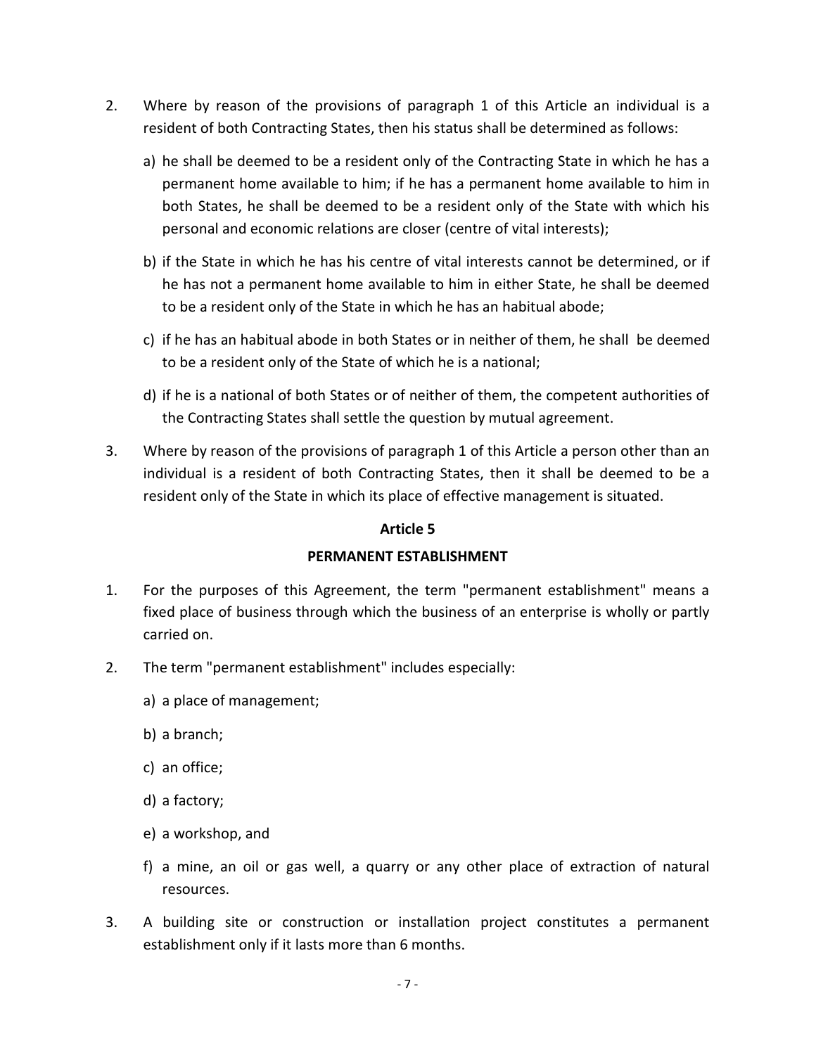2. Where by reason of the provisions of paragraph 1 of this Article an individual is a resident of both Contracting States, then his status shall be determined as follows:

   a) he shall be deemed to be a resident only of the Contracting State in which he has a permanent home available to him; if he has a permanent home available to him in both States, he shall be deemed to be a resident only of the State with which his personal and economic relations are closer (centre of vital interests);

   b) if the State in which he has his centre of vital interests cannot be determined, or if he has not a permanent home available to him in either State, he shall be deemed to be a resident only of the State in which he has an habitual abode;

   c) if he has an habitual abode in both States or in neither of them, he shall be deemed to be a resident only of the State of which he is a national;

   d) if he is a national of both States or of neither of them, the competent authorities of the Contracting States shall settle the question by mutual agreement.

3. Where by reason of the provisions of paragraph 1 of this Article a person other than an individual is a resident of both Contracting States, then it shall be deemed to be a resident only of the State in which its place of effective management is situated.

## Article 5

## PERMANENT ESTABLISHMENT

1. For the purposes of this Agreement, the term "permanent establishment" means a fixed place of business through which the business of an enterprise is wholly or partly carried on.

2. The term "permanent establishment" includes especially:

   a) a place of management;

   b) a branch;

   c) an office;

   d) a factory;

   e) a workshop, and

   f) a mine, an oil or gas well, a quarry or any other place of extraction of natural resources.

3. A building site or construction or installation project constitutes a permanent establishment only if it lasts more than 6 months.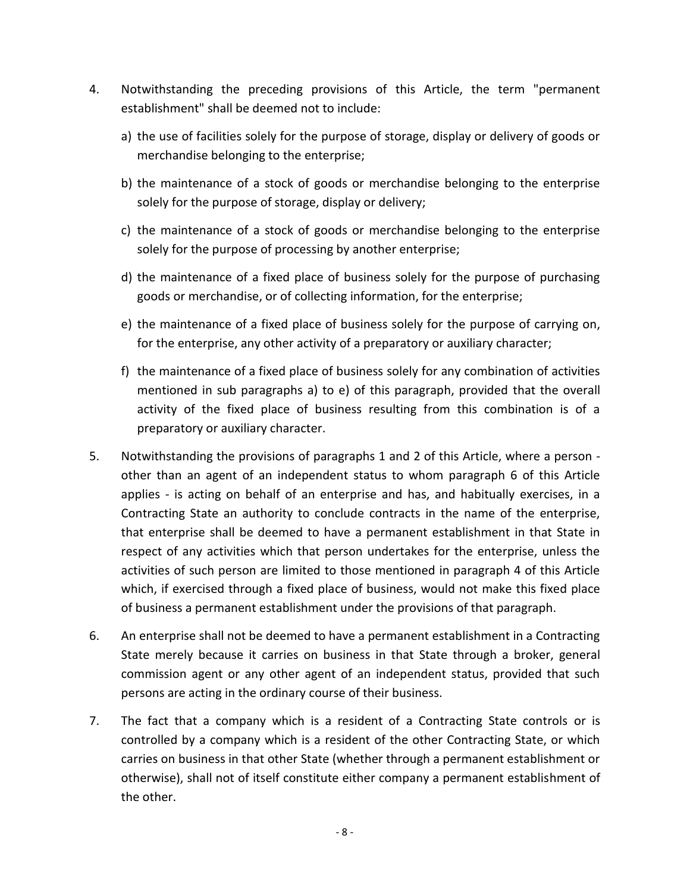4. Notwithstanding the preceding provisions of this Article, the term "permanent establishment" shall be deemed not to include:

   a) the use of facilities solely for the purpose of storage, display or delivery of goods or merchandise belonging to the enterprise;

   b) the maintenance of a stock of goods or merchandise belonging to the enterprise solely for the purpose of storage, display or delivery;

   c) the maintenance of a stock of goods or merchandise belonging to the enterprise solely for the purpose of processing by another enterprise;

   d) the maintenance of a fixed place of business solely for the purpose of purchasing goods or merchandise, or of collecting information, for the enterprise;

   e) the maintenance of a fixed place of business solely for the purpose of carrying on, for the enterprise, any other activity of a preparatory or auxiliary character;

   f) the maintenance of a fixed place of business solely for any combination of activities mentioned in sub paragraphs a) to e) of this paragraph, provided that the overall activity of the fixed place of business resulting from this combination is of a preparatory or auxiliary character.

5. Notwithstanding the provisions of paragraphs 1 and 2 of this Article, where a person - other than an agent of an independent status to whom paragraph 6 of this Article applies - is acting on behalf of an enterprise and has, and habitually exercises, in a Contracting State an authority to conclude contracts in the name of the enterprise, that enterprise shall be deemed to have a permanent establishment in that State in respect of any activities which that person undertakes for the enterprise, unless the activities of such person are limited to those mentioned in paragraph 4 of this Article which, if exercised through a fixed place of business, would not make this fixed place of business a permanent establishment under the provisions of that paragraph.

6. An enterprise shall not be deemed to have a permanent establishment in a Contracting State merely because it carries on business in that State through a broker, general commission agent or any other agent of an independent status, provided that such persons are acting in the ordinary course of their business.

7. The fact that a company which is a resident of a Contracting State controls or is controlled by a company which is a resident of the other Contracting State, or which carries on business in that other State (whether through a permanent establishment or otherwise), shall not of itself constitute either company a permanent establishment of the other.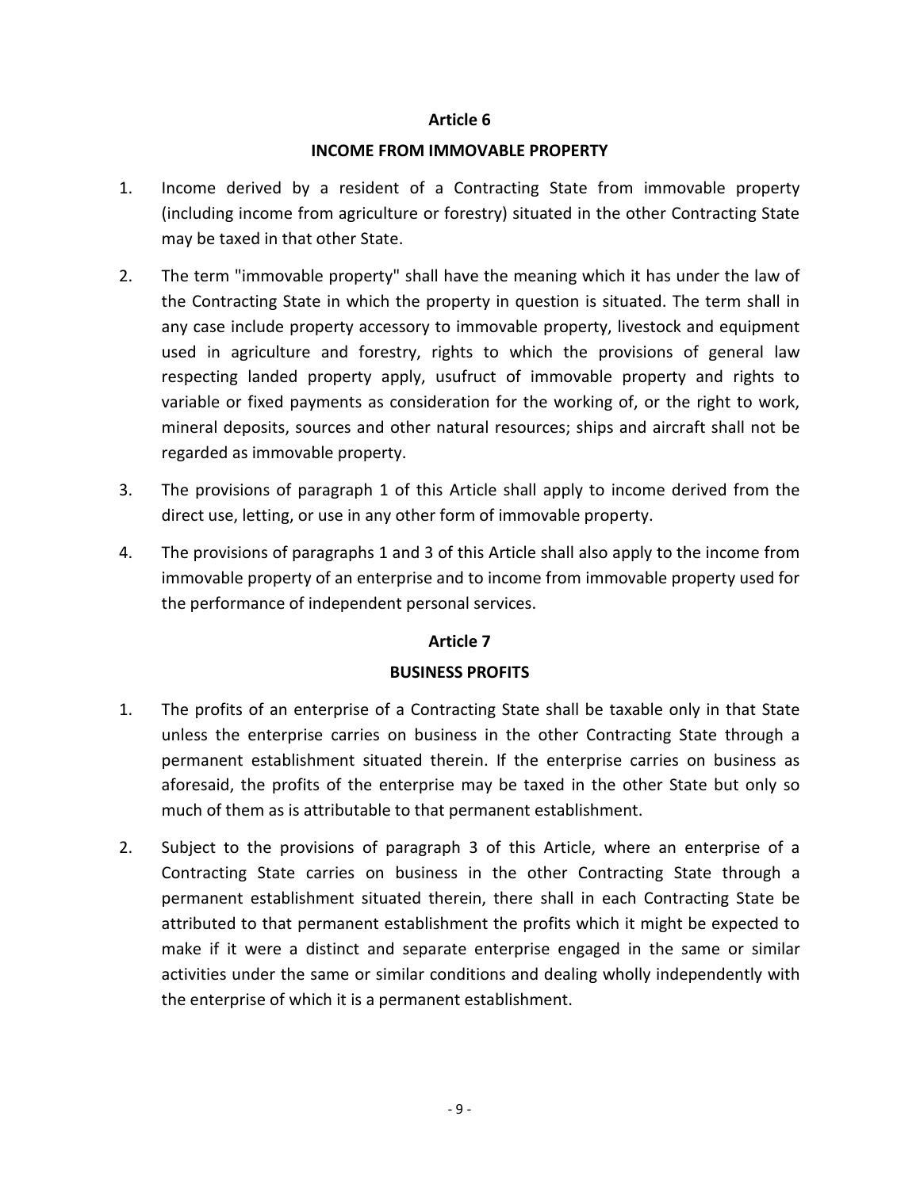## Article 6

### INCOME FROM IMMOVABLE PROPERTY

1. Income derived by a resident of a Contracting State from immovable property (including income from agriculture or forestry) situated in the other Contracting State may be taxed in that other State.

2. The term "immovable property" shall have the meaning which it has under the law of the Contracting State in which the property in question is situated. The term shall in any case include property accessory to immovable property, livestock and equipment used in agriculture and forestry, rights to which the provisions of general law respecting landed property apply, usufruct of immovable property and rights to variable or fixed payments as consideration for the working of, or the right to work, mineral deposits, sources and other natural resources; ships and aircraft shall not be regarded as immovable property.

3. The provisions of paragraph 1 of this Article shall apply to income derived from the direct use, letting, or use in any other form of immovable property.

4. The provisions of paragraphs 1 and 3 of this Article shall also apply to the income from immovable property of an enterprise and to income from immovable property used for the performance of independent personal services.

## Article 7

### BUSINESS PROFITS

1. The profits of an enterprise of a Contracting State shall be taxable only in that State unless the enterprise carries on business in the other Contracting State through a permanent establishment situated therein. If the enterprise carries on business as aforesaid, the profits of the enterprise may be taxed in the other State but only so much of them as is attributable to that permanent establishment.

2. Subject to the provisions of paragraph 3 of this Article, where an enterprise of a Contracting State carries on business in the other Contracting State through a permanent establishment situated therein, there shall in each Contracting State be attributed to that permanent establishment the profits which it might be expected to make if it were a distinct and separate enterprise engaged in the same or similar activities under the same or similar conditions and dealing wholly independently with the enterprise of which it is a permanent establishment.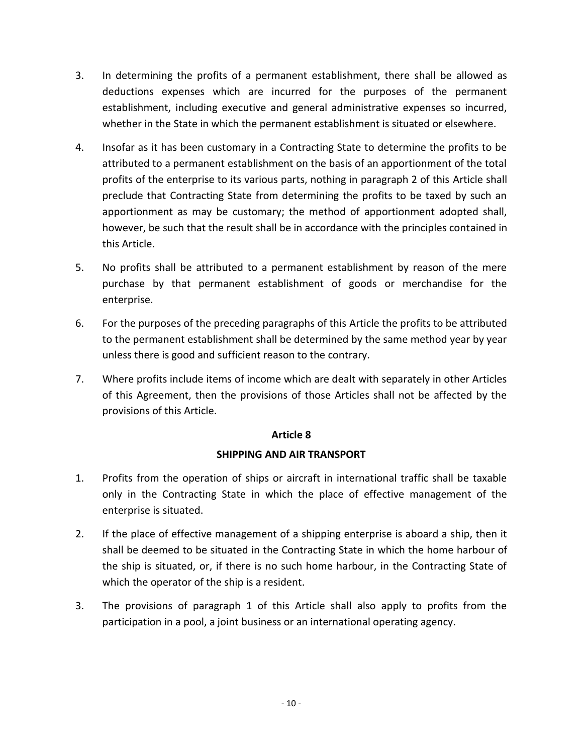3. In determining the profits of a permanent establishment, there shall be allowed as deductions expenses which are incurred for the purposes of the permanent establishment, including executive and general administrative expenses so incurred, whether in the State in which the permanent establishment is situated or elsewhere.

4. Insofar as it has been customary in a Contracting State to determine the profits to be attributed to a permanent establishment on the basis of an apportionment of the total profits of the enterprise to its various parts, nothing in paragraph 2 of this Article shall preclude that Contracting State from determining the profits to be taxed by such an apportionment as may be customary; the method of apportionment adopted shall, however, be such that the result shall be in accordance with the principles contained in this Article.

5. No profits shall be attributed to a permanent establishment by reason of the mere purchase by that permanent establishment of goods or merchandise for the enterprise.

6. For the purposes of the preceding paragraphs of this Article the profits to be attributed to the permanent establishment shall be determined by the same method year by year unless there is good and sufficient reason to the contrary.

7. Where profits include items of income which are dealt with separately in other Articles of this Agreement, then the provisions of those Articles shall not be affected by the provisions of this Article.

## Article 8

## SHIPPING AND AIR TRANSPORT

1. Profits from the operation of ships or aircraft in international traffic shall be taxable only in the Contracting State in which the place of effective management of the enterprise is situated.

2. If the place of effective management of a shipping enterprise is aboard a ship, then it shall be deemed to be situated in the Contracting State in which the home harbour of the ship is situated, or, if there is no such home harbour, in the Contracting State of which the operator of the ship is a resident.

3. The provisions of paragraph 1 of this Article shall also apply to profits from the participation in a pool, a joint business or an international operating agency.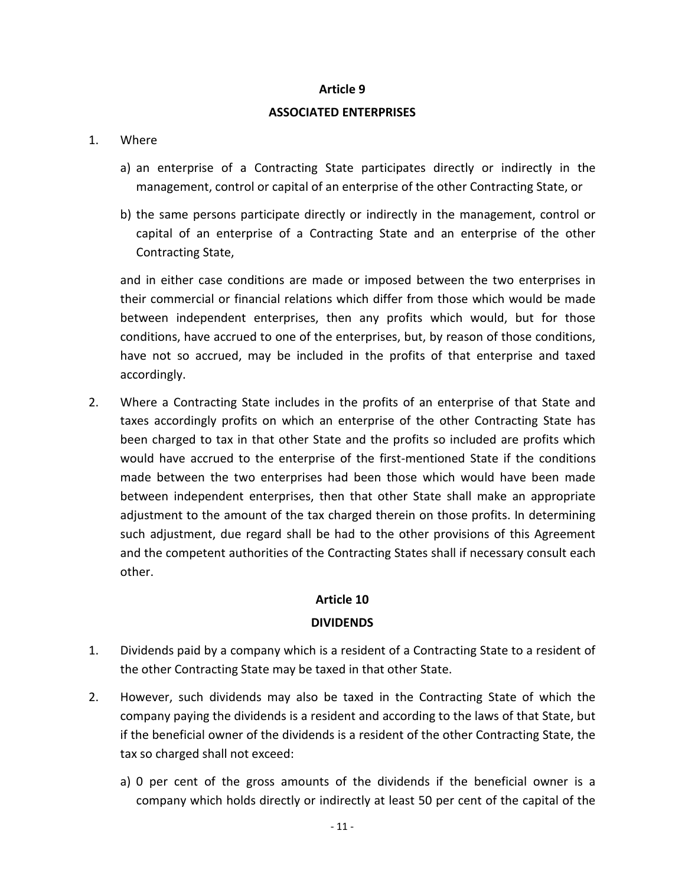## Article 9

## ASSOCIATED ENTERPRISES

1. Where

   a) an enterprise of a Contracting State participates directly or indirectly in the management, control or capital of an enterprise of the other Contracting State, or

   b) the same persons participate directly or indirectly in the management, control or capital of an enterprise of a Contracting State and an enterprise of the other Contracting State,

   and in either case conditions are made or imposed between the two enterprises in their commercial or financial relations which differ from those which would be made between independent enterprises, then any profits which would, but for those conditions, have accrued to one of the enterprises, but, by reason of those conditions, have not so accrued, may be included in the profits of that enterprise and taxed accordingly.

2. Where a Contracting State includes in the profits of an enterprise of that State and taxes accordingly profits on which an enterprise of the other Contracting State has been charged to tax in that other State and the profits so included are profits which would have accrued to the enterprise of the first-mentioned State if the conditions made between the two enterprises had been those which would have been made between independent enterprises, then that other State shall make an appropriate adjustment to the amount of the tax charged therein on those profits. In determining such adjustment, due regard shall be had to the other provisions of this Agreement and the competent authorities of the Contracting States shall if necessary consult each other.

## Article 10

## DIVIDENDS

1. Dividends paid by a company which is a resident of a Contracting State to a resident of the other Contracting State may be taxed in that other State.

2. However, such dividends may also be taxed in the Contracting State of which the company paying the dividends is a resident and according to the laws of that State, but if the beneficial owner of the dividends is a resident of the other Contracting State, the tax so charged shall not exceed:

   a) 0 per cent of the gross amounts of the dividends if the beneficial owner is a company which holds directly or indirectly at least 50 per cent of the capital of the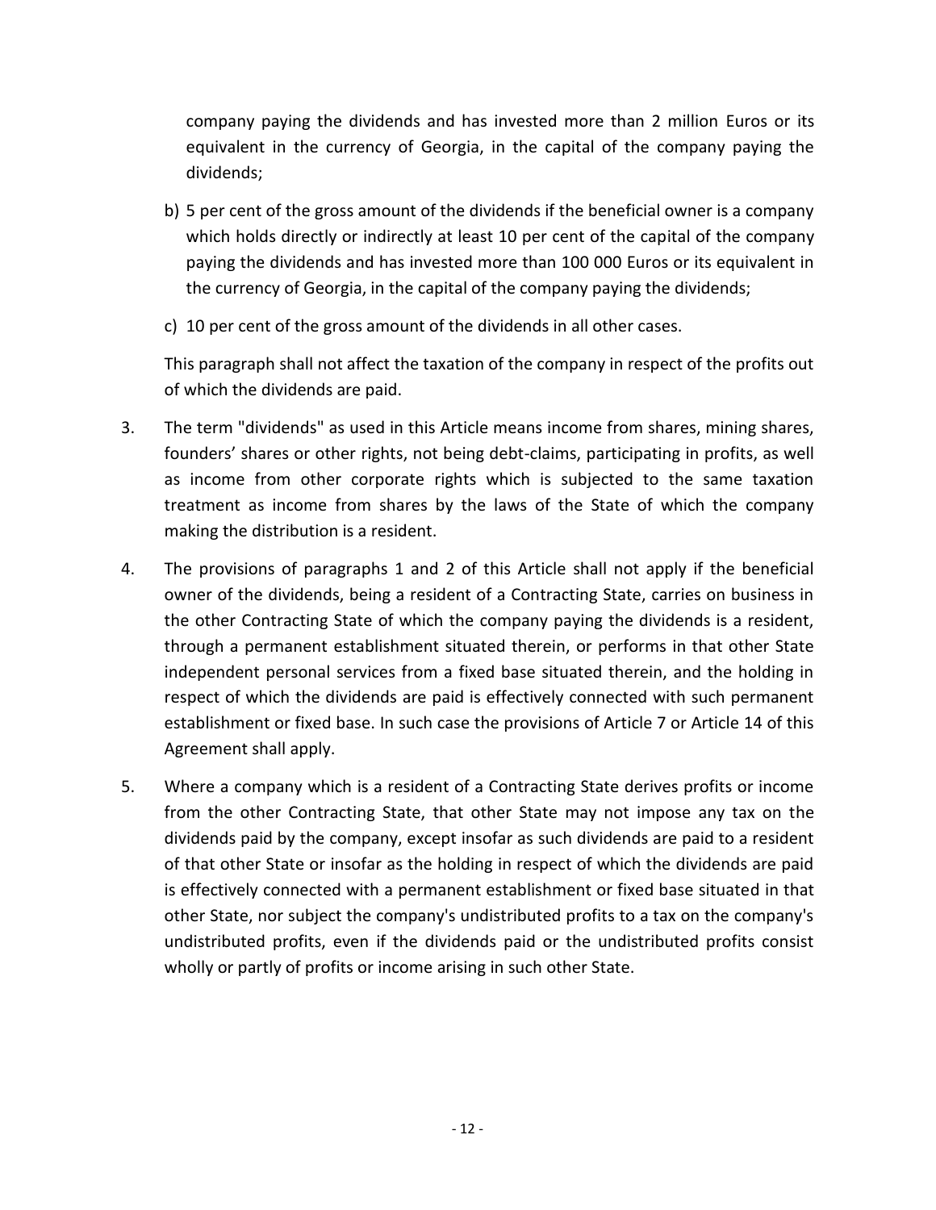company paying the dividends and has invested more than 2 million Euros or its equivalent in the currency of Georgia, in the capital of the company paying the dividends;

b) 5 per cent of the gross amount of the dividends if the beneficial owner is a company which holds directly or indirectly at least 10 per cent of the capital of the company paying the dividends and has invested more than 100 000 Euros or its equivalent in the currency of Georgia, in the capital of the company paying the dividends;

c) 10 per cent of the gross amount of the dividends in all other cases.

This paragraph shall not affect the taxation of the company in respect of the profits out of which the dividends are paid.

3. The term "dividends" as used in this Article means income from shares, mining shares, founders' shares or other rights, not being debt-claims, participating in profits, as well as income from other corporate rights which is subjected to the same taxation treatment as income from shares by the laws of the State of which the company making the distribution is a resident.

4. The provisions of paragraphs 1 and 2 of this Article shall not apply if the beneficial owner of the dividends, being a resident of a Contracting State, carries on business in the other Contracting State of which the company paying the dividends is a resident, through a permanent establishment situated therein, or performs in that other State independent personal services from a fixed base situated therein, and the holding in respect of which the dividends are paid is effectively connected with such permanent establishment or fixed base. In such case the provisions of Article 7 or Article 14 of this Agreement shall apply.

5. Where a company which is a resident of a Contracting State derives profits or income from the other Contracting State, that other State may not impose any tax on the dividends paid by the company, except insofar as such dividends are paid to a resident of that other State or insofar as the holding in respect of which the dividends are paid is effectively connected with a permanent establishment or fixed base situated in that other State, nor subject the company's undistributed profits to a tax on the company's undistributed profits, even if the dividends paid or the undistributed profits consist wholly or partly of profits or income arising in such other State.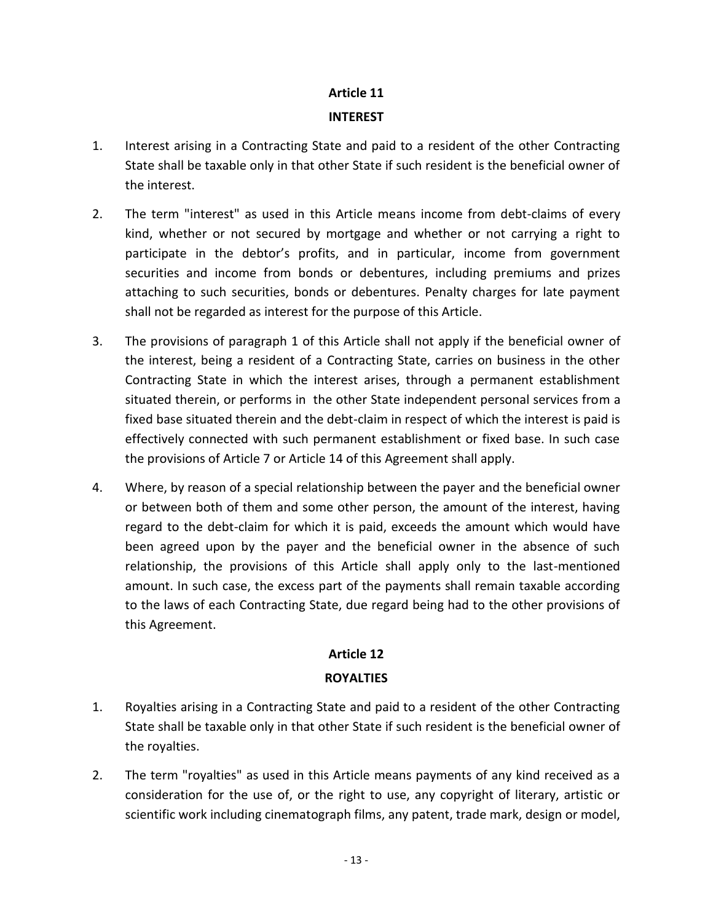## Article 11

## INTEREST

1. Interest arising in a Contracting State and paid to a resident of the other Contracting State shall be taxable only in that other State if such resident is the beneficial owner of the interest.

2. The term "interest" as used in this Article means income from debt-claims of every kind, whether or not secured by mortgage and whether or not carrying a right to participate in the debtor's profits, and in particular, income from government securities and income from bonds or debentures, including premiums and prizes attaching to such securities, bonds or debentures. Penalty charges for late payment shall not be regarded as interest for the purpose of this Article.

3. The provisions of paragraph 1 of this Article shall not apply if the beneficial owner of the interest, being a resident of a Contracting State, carries on business in the other Contracting State in which the interest arises, through a permanent establishment situated therein, or performs in the other State independent personal services from a fixed base situated therein and the debt-claim in respect of which the interest is paid is effectively connected with such permanent establishment or fixed base. In such case the provisions of Article 7 or Article 14 of this Agreement shall apply.

4. Where, by reason of a special relationship between the payer and the beneficial owner or between both of them and some other person, the amount of the interest, having regard to the debt-claim for which it is paid, exceeds the amount which would have been agreed upon by the payer and the beneficial owner in the absence of such relationship, the provisions of this Article shall apply only to the last-mentioned amount. In such case, the excess part of the payments shall remain taxable according to the laws of each Contracting State, due regard being had to the other provisions of this Agreement.

## Article 12

## ROYALTIES

1. Royalties arising in a Contracting State and paid to a resident of the other Contracting State shall be taxable only in that other State if such resident is the beneficial owner of the royalties.

2. The term "royalties" as used in this Article means payments of any kind received as a consideration for the use of, or the right to use, any copyright of literary, artistic or scientific work including cinematograph films, any patent, trade mark, design or model,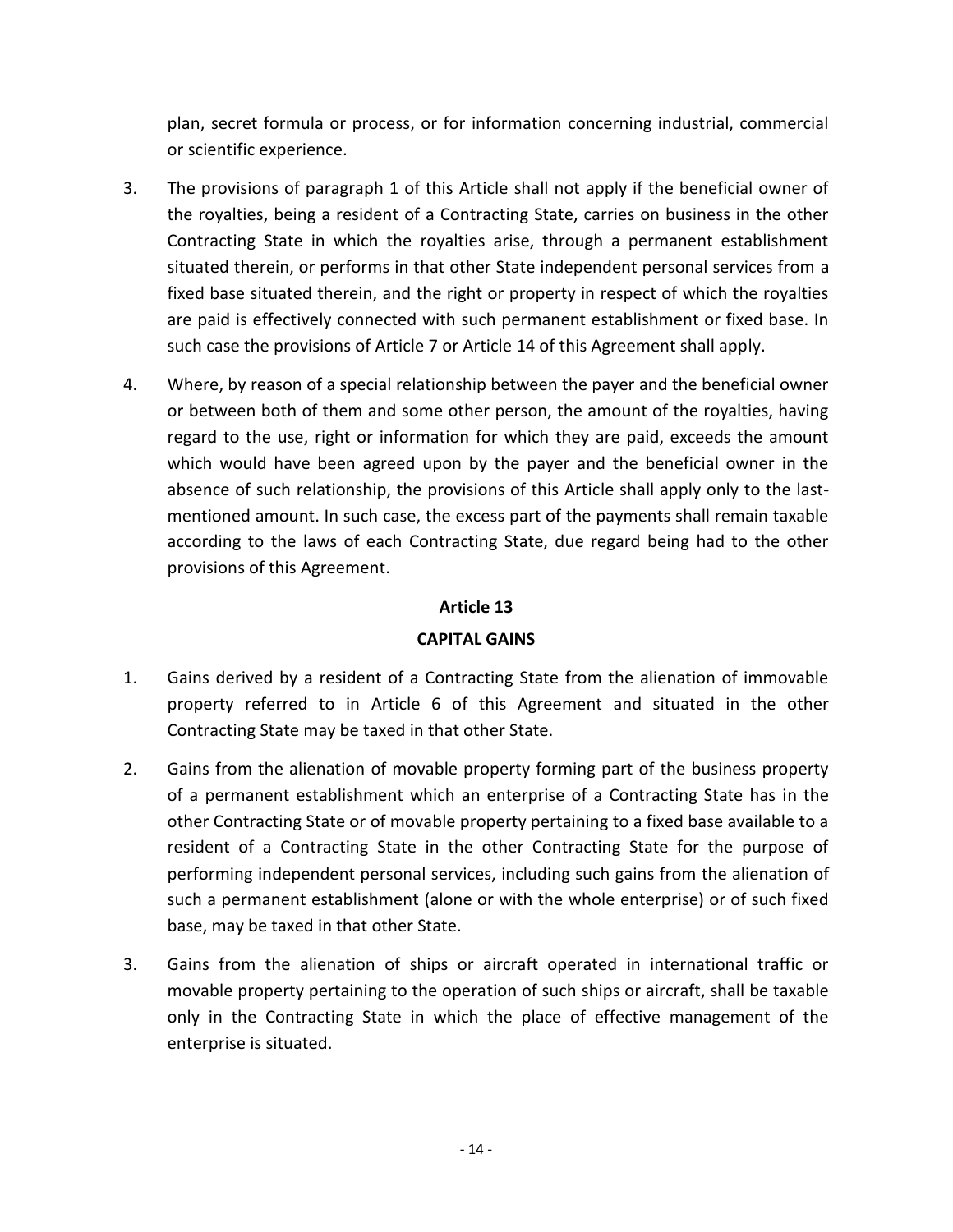plan, secret formula or process, or for information concerning industrial, commercial or scientific experience.

3. The provisions of paragraph 1 of this Article shall not apply if the beneficial owner of the royalties, being a resident of a Contracting State, carries on business in the other Contracting State in which the royalties arise, through a permanent establishment situated therein, or performs in that other State independent personal services from a fixed base situated therein, and the right or property in respect of which the royalties are paid is effectively connected with such permanent establishment or fixed base. In such case the provisions of Article 7 or Article 14 of this Agreement shall apply.

4. Where, by reason of a special relationship between the payer and the beneficial owner or between both of them and some other person, the amount of the royalties, having regard to the use, right or information for which they are paid, exceeds the amount which would have been agreed upon by the payer and the beneficial owner in the absence of such relationship, the provisions of this Article shall apply only to the last-mentioned amount. In such case, the excess part of the payments shall remain taxable according to the laws of each Contracting State, due regard being had to the other provisions of this Agreement.

## Article 13

## CAPITAL GAINS

1. Gains derived by a resident of a Contracting State from the alienation of immovable property referred to in Article 6 of this Agreement and situated in the other Contracting State may be taxed in that other State.

2. Gains from the alienation of movable property forming part of the business property of a permanent establishment which an enterprise of a Contracting State has in the other Contracting State or of movable property pertaining to a fixed base available to a resident of a Contracting State in the other Contracting State for the purpose of performing independent personal services, including such gains from the alienation of such a permanent establishment (alone or with the whole enterprise) or of such fixed base, may be taxed in that other State.

3. Gains from the alienation of ships or aircraft operated in international traffic or movable property pertaining to the operation of such ships or aircraft, shall be taxable only in the Contracting State in which the place of effective management of the enterprise is situated.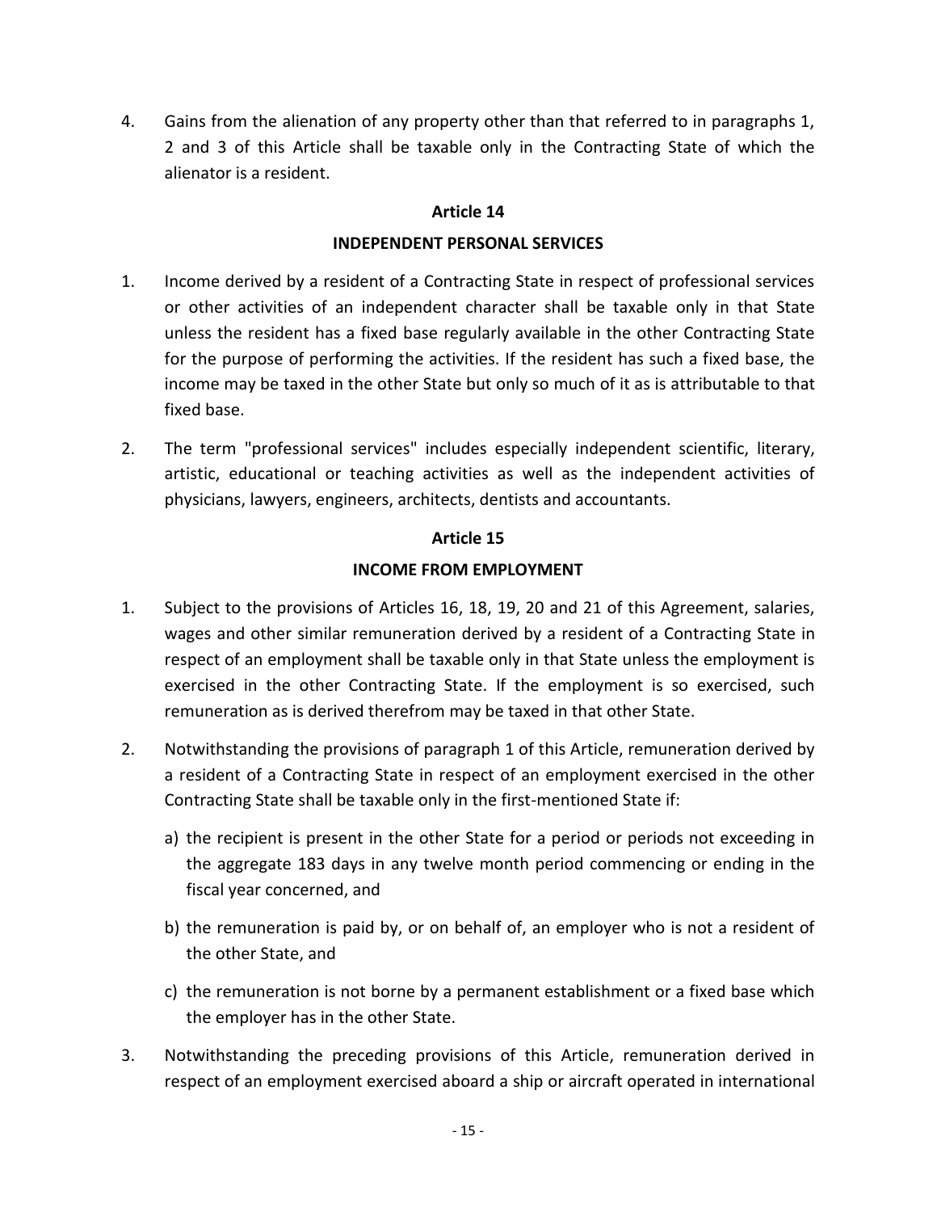4. Gains from the alienation of any property other than that referred to in paragraphs 1, 2 and 3 of this Article shall be taxable only in the Contracting State of which the alienator is a resident.

**Article 14**

**INDEPENDENT PERSONAL SERVICES**

1. Income derived by a resident of a Contracting State in respect of professional services or other activities of an independent character shall be taxable only in that State unless the resident has a fixed base regularly available in the other Contracting State for the purpose of performing the activities. If the resident has such a fixed base, the income may be taxed in the other State but only so much of it as is attributable to that fixed base.

2. The term "professional services" includes especially independent scientific, literary, artistic, educational or teaching activities as well as the independent activities of physicians, lawyers, engineers, architects, dentists and accountants.

**Article 15**

**INCOME FROM EMPLOYMENT**

1. Subject to the provisions of Articles 16, 18, 19, 20 and 21 of this Agreement, salaries, wages and other similar remuneration derived by a resident of a Contracting State in respect of an employment shall be taxable only in that State unless the employment is exercised in the other Contracting State. If the employment is so exercised, such remuneration as is derived therefrom may be taxed in that other State.

2. Notwithstanding the provisions of paragraph 1 of this Article, remuneration derived by a resident of a Contracting State in respect of an employment exercised in the other Contracting State shall be taxable only in the first-mentioned State if:

   a) the recipient is present in the other State for a period or periods not exceeding in the aggregate 183 days in any twelve month period commencing or ending in the fiscal year concerned, and

   b) the remuneration is paid by, or on behalf of, an employer who is not a resident of the other State, and

   c) the remuneration is not borne by a permanent establishment or a fixed base which the employer has in the other State.

3. Notwithstanding the preceding provisions of this Article, remuneration derived in respect of an employment exercised aboard a ship or aircraft operated in international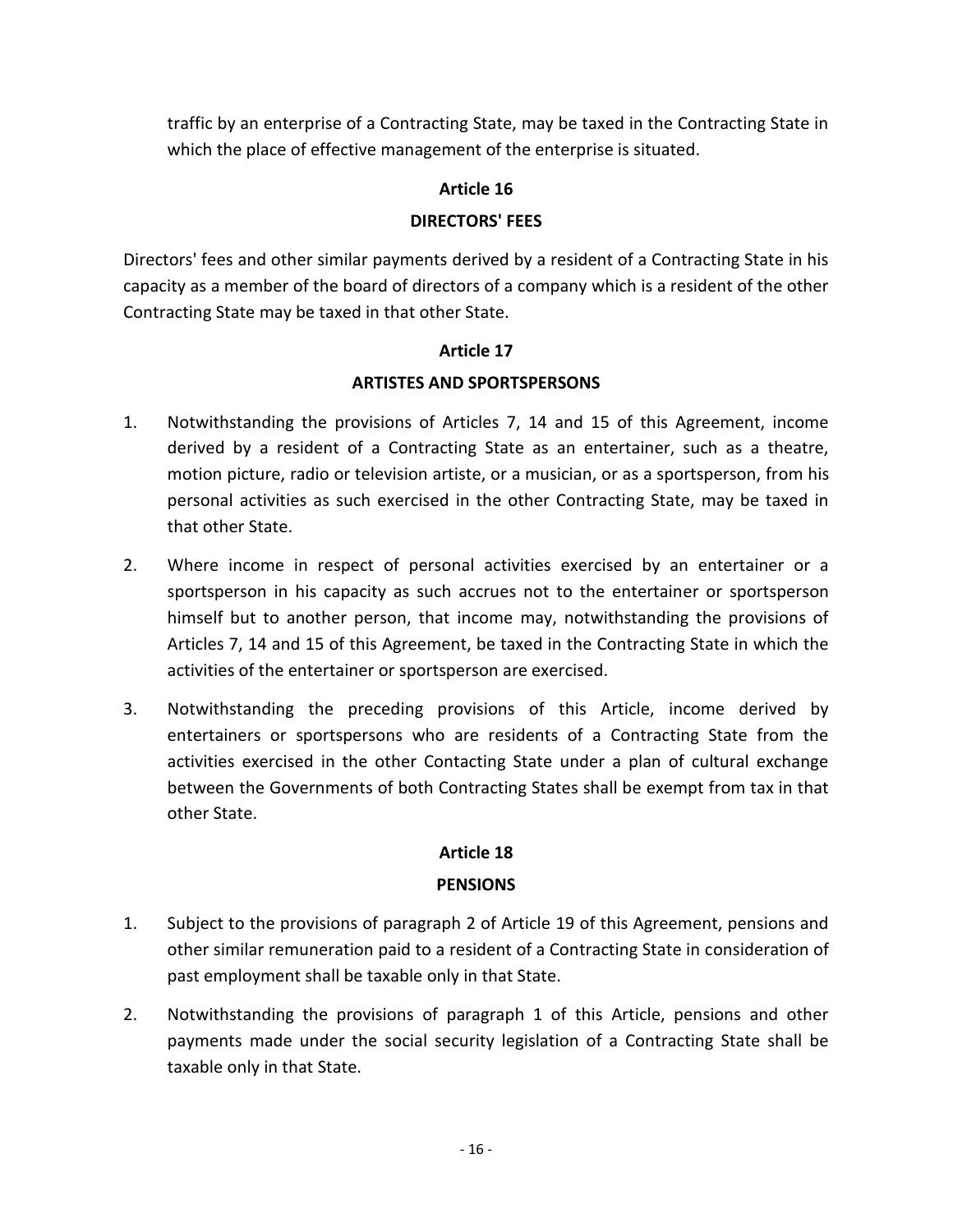traffic by an enterprise of a Contracting State, may be taxed in the Contracting State in which the place of effective management of the enterprise is situated.

## Article 16

## DIRECTORS' FEES

Directors' fees and other similar payments derived by a resident of a Contracting State in his capacity as a member of the board of directors of a company which is a resident of the other Contracting State may be taxed in that other State.

## Article 17

## ARTISTES AND SPORTSPERSONS

1. Notwithstanding the provisions of Articles 7, 14 and 15 of this Agreement, income derived by a resident of a Contracting State as an entertainer, such as a theatre, motion picture, radio or television artiste, or a musician, or as a sportsperson, from his personal activities as such exercised in the other Contracting State, may be taxed in that other State.

2. Where income in respect of personal activities exercised by an entertainer or a sportsperson in his capacity as such accrues not to the entertainer or sportsperson himself but to another person, that income may, notwithstanding the provisions of Articles 7, 14 and 15 of this Agreement, be taxed in the Contracting State in which the activities of the entertainer or sportsperson are exercised.

3. Notwithstanding the preceding provisions of this Article, income derived by entertainers or sportspersons who are residents of a Contracting State from the activities exercised in the other Contacting State under a plan of cultural exchange between the Governments of both Contracting States shall be exempt from tax in that other State.

## Article 18

## PENSIONS

1. Subject to the provisions of paragraph 2 of Article 19 of this Agreement, pensions and other similar remuneration paid to a resident of a Contracting State in consideration of past employment shall be taxable only in that State.

2. Notwithstanding the provisions of paragraph 1 of this Article, pensions and other payments made under the social security legislation of a Contracting State shall be taxable only in that State.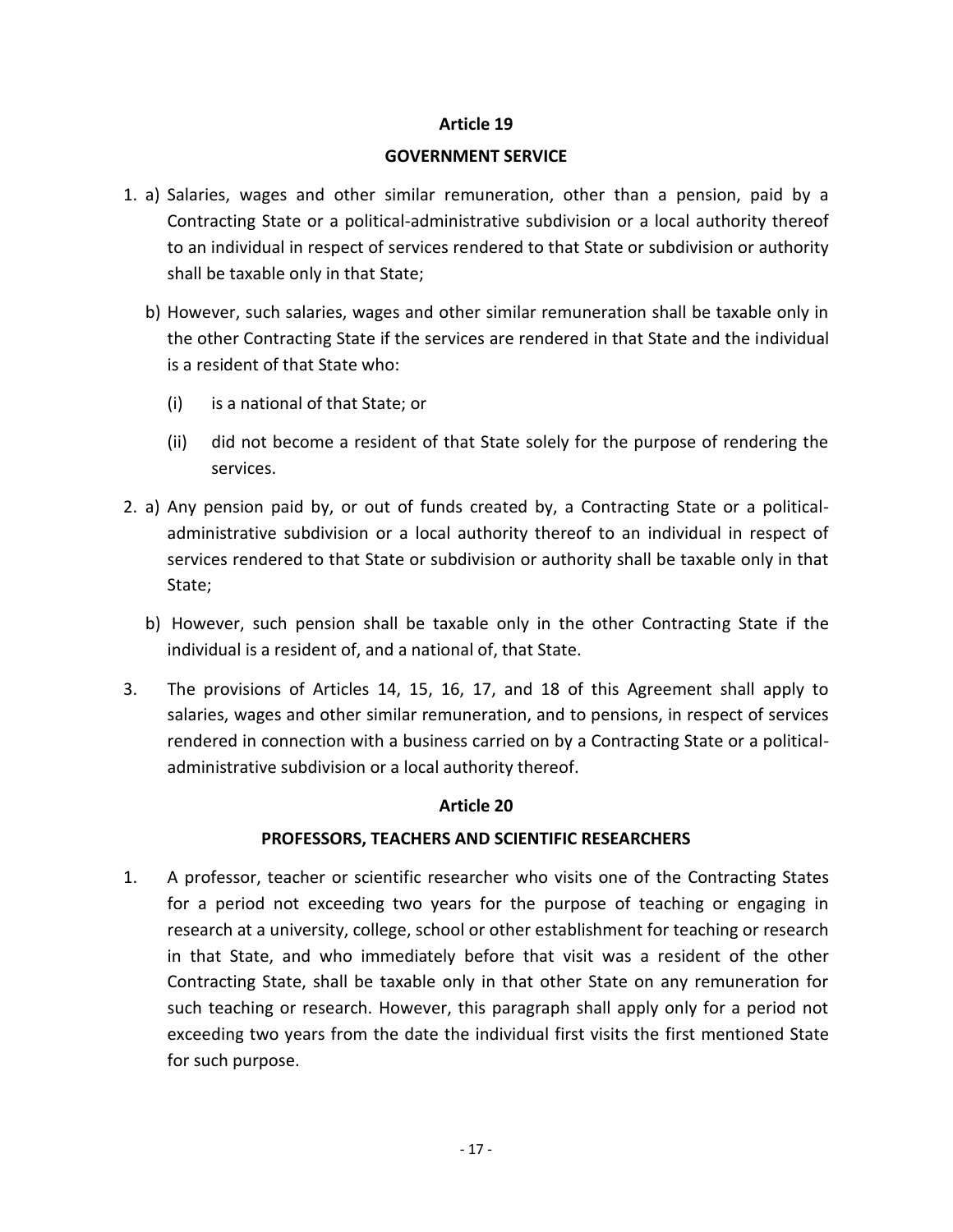**Article 19**

**GOVERNMENT SERVICE**

1. a) Salaries, wages and other similar remuneration, other than a pension, paid by a Contracting State or a political-administrative subdivision or a local authority thereof to an individual in respect of services rendered to that State or subdivision or authority shall be taxable only in that State;

   b) However, such salaries, wages and other similar remuneration shall be taxable only in the other Contracting State if the services are rendered in that State and the individual is a resident of that State who:

      (i) is a national of that State; or

      (ii) did not become a resident of that State solely for the purpose of rendering the services.

2. a) Any pension paid by, or out of funds created by, a Contracting State or a political-administrative subdivision or a local authority thereof to an individual in respect of services rendered to that State or subdivision or authority shall be taxable only in that State;

   b) However, such pension shall be taxable only in the other Contracting State if the individual is a resident of, and a national of, that State.

3. The provisions of Articles 14, 15, 16, 17, and 18 of this Agreement shall apply to salaries, wages and other similar remuneration, and to pensions, in respect of services rendered in connection with a business carried on by a Contracting State or a political-administrative subdivision or a local authority thereof.

**Article 20**

**PROFESSORS, TEACHERS AND SCIENTIFIC RESEARCHERS**

1. A professor, teacher or scientific researcher who visits one of the Contracting States for a period not exceeding two years for the purpose of teaching or engaging in research at a university, college, school or other establishment for teaching or research in that State, and who immediately before that visit was a resident of the other Contracting State, shall be taxable only in that other State on any remuneration for such teaching or research. However, this paragraph shall apply only for a period not exceeding two years from the date the individual first visits the first mentioned State for such purpose.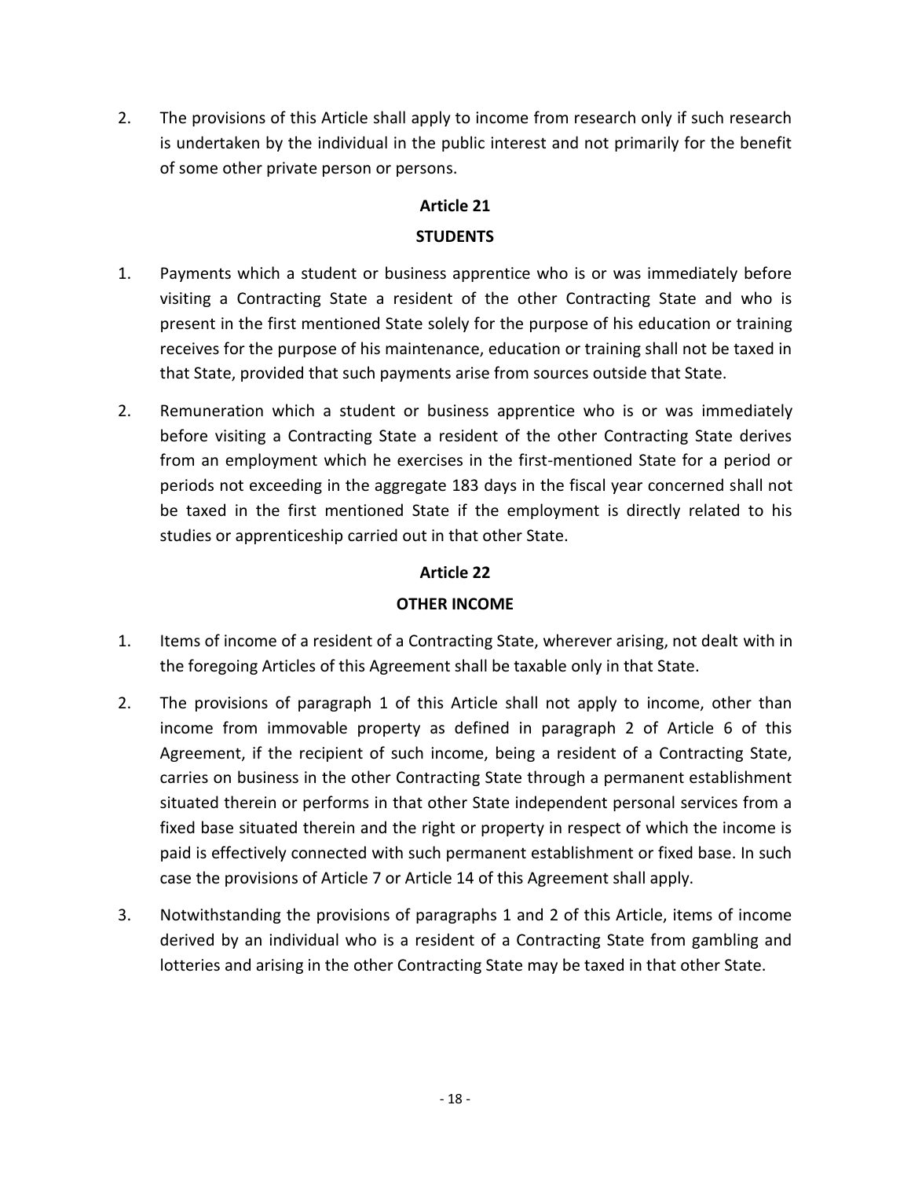2. The provisions of this Article shall apply to income from research only if such research is undertaken by the individual in the public interest and not primarily for the benefit of some other private person or persons.

## Article 21

## STUDENTS

1. Payments which a student or business apprentice who is or was immediately before visiting a Contracting State a resident of the other Contracting State and who is present in the first mentioned State solely for the purpose of his education or training receives for the purpose of his maintenance, education or training shall not be taxed in that State, provided that such payments arise from sources outside that State.

2. Remuneration which a student or business apprentice who is or was immediately before visiting a Contracting State a resident of the other Contracting State derives from an employment which he exercises in the first-mentioned State for a period or periods not exceeding in the aggregate 183 days in the fiscal year concerned shall not be taxed in the first mentioned State if the employment is directly related to his studies or apprenticeship carried out in that other State.

## Article 22

## OTHER INCOME

1. Items of income of a resident of a Contracting State, wherever arising, not dealt with in the foregoing Articles of this Agreement shall be taxable only in that State.

2. The provisions of paragraph 1 of this Article shall not apply to income, other than income from immovable property as defined in paragraph 2 of Article 6 of this Agreement, if the recipient of such income, being a resident of a Contracting State, carries on business in the other Contracting State through a permanent establishment situated therein or performs in that other State independent personal services from a fixed base situated therein and the right or property in respect of which the income is paid is effectively connected with such permanent establishment or fixed base. In such case the provisions of Article 7 or Article 14 of this Agreement shall apply.

3. Notwithstanding the provisions of paragraphs 1 and 2 of this Article, items of income derived by an individual who is a resident of a Contracting State from gambling and lotteries and arising in the other Contracting State may be taxed in that other State.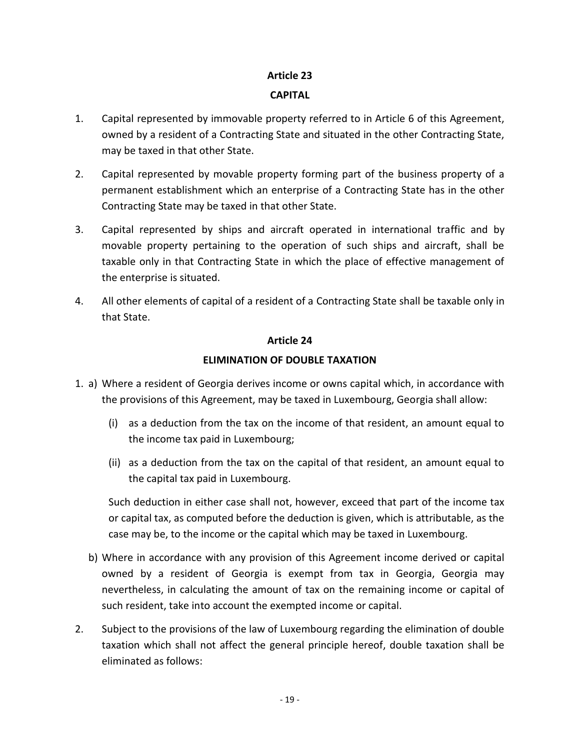## Article 23

## CAPITAL

1. Capital represented by immovable property referred to in Article 6 of this Agreement, owned by a resident of a Contracting State and situated in the other Contracting State, may be taxed in that other State.

2. Capital represented by movable property forming part of the business property of a permanent establishment which an enterprise of a Contracting State has in the other Contracting State may be taxed in that other State.

3. Capital represented by ships and aircraft operated in international traffic and by movable property pertaining to the operation of such ships and aircraft, shall be taxable only in that Contracting State in which the place of effective management of the enterprise is situated.

4. All other elements of capital of a resident of a Contracting State shall be taxable only in that State.

## Article 24

## ELIMINATION OF DOUBLE TAXATION

1. a) Where a resident of Georgia derives income or owns capital which, in accordance with the provisions of this Agreement, may be taxed in Luxembourg, Georgia shall allow:

   (i) as a deduction from the tax on the income of that resident, an amount equal to the income tax paid in Luxembourg;

   (ii) as a deduction from the tax on the capital of that resident, an amount equal to the capital tax paid in Luxembourg.

   Such deduction in either case shall not, however, exceed that part of the income tax or capital tax, as computed before the deduction is given, which is attributable, as the case may be, to the income or the capital which may be taxed in Luxembourg.

   b) Where in accordance with any provision of this Agreement income derived or capital owned by a resident of Georgia is exempt from tax in Georgia, Georgia may nevertheless, in calculating the amount of tax on the remaining income or capital of such resident, take into account the exempted income or capital.

2. Subject to the provisions of the law of Luxembourg regarding the elimination of double taxation which shall not affect the general principle hereof, double taxation shall be eliminated as follows: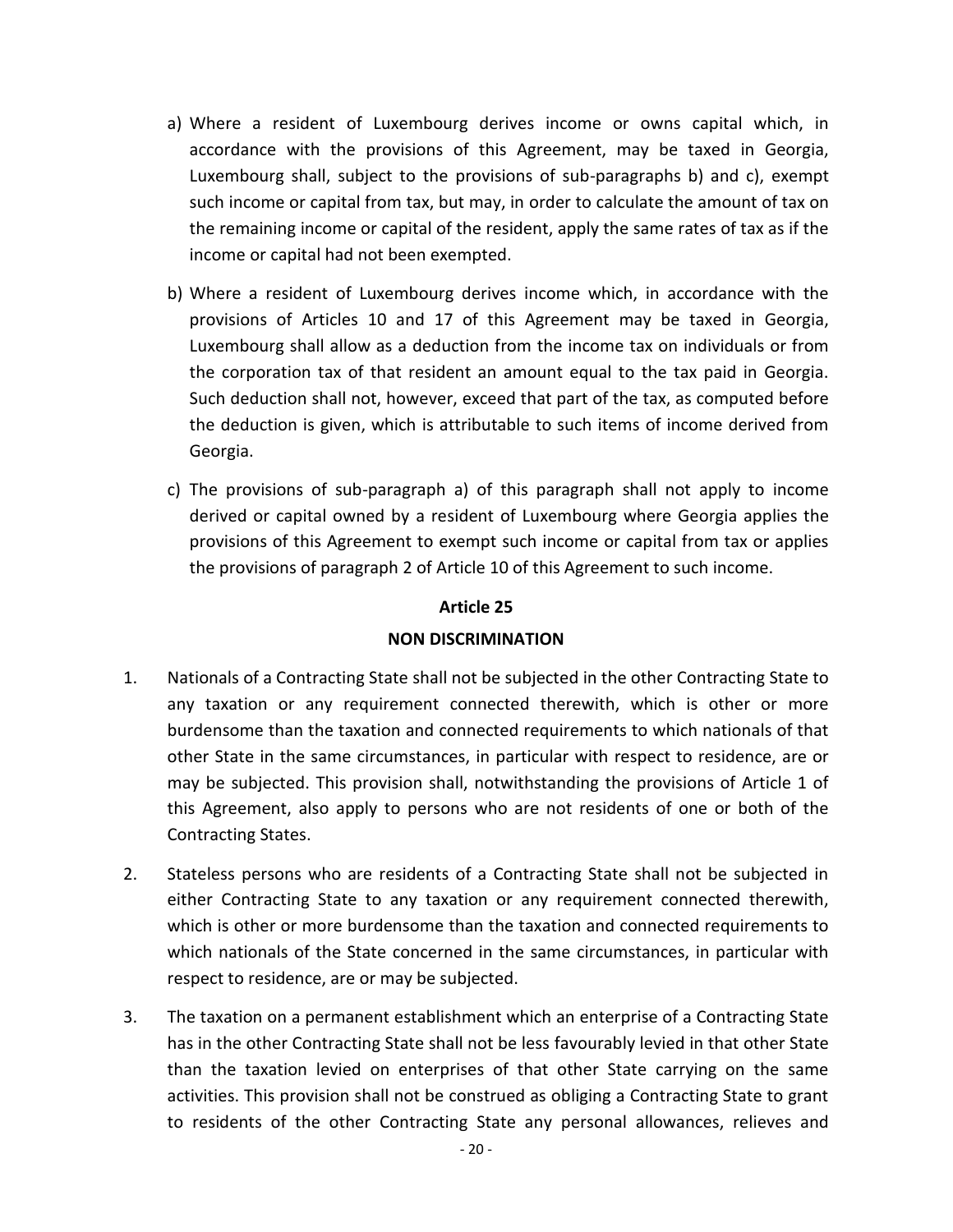a) Where a resident of Luxembourg derives income or owns capital which, in accordance with the provisions of this Agreement, may be taxed in Georgia, Luxembourg shall, subject to the provisions of sub-paragraphs b) and c), exempt such income or capital from tax, but may, in order to calculate the amount of tax on the remaining income or capital of the resident, apply the same rates of tax as if the income or capital had not been exempted.

b) Where a resident of Luxembourg derives income which, in accordance with the provisions of Articles 10 and 17 of this Agreement may be taxed in Georgia, Luxembourg shall allow as a deduction from the income tax on individuals or from the corporation tax of that resident an amount equal to the tax paid in Georgia. Such deduction shall not, however, exceed that part of the tax, as computed before the deduction is given, which is attributable to such items of income derived from Georgia.

c) The provisions of sub-paragraph a) of this paragraph shall not apply to income derived or capital owned by a resident of Luxembourg where Georgia applies the provisions of this Agreement to exempt such income or capital from tax or applies the provisions of paragraph 2 of Article 10 of this Agreement to such income.

## Article 25

## NON DISCRIMINATION

1. Nationals of a Contracting State shall not be subjected in the other Contracting State to any taxation or any requirement connected therewith, which is other or more burdensome than the taxation and connected requirements to which nationals of that other State in the same circumstances, in particular with respect to residence, are or may be subjected. This provision shall, notwithstanding the provisions of Article 1 of this Agreement, also apply to persons who are not residents of one or both of the Contracting States.

2. Stateless persons who are residents of a Contracting State shall not be subjected in either Contracting State to any taxation or any requirement connected therewith, which is other or more burdensome than the taxation and connected requirements to which nationals of the State concerned in the same circumstances, in particular with respect to residence, are or may be subjected.

3. The taxation on a permanent establishment which an enterprise of a Contracting State has in the other Contracting State shall not be less favourably levied in that other State than the taxation levied on enterprises of that other State carrying on the same activities. This provision shall not be construed as obliging a Contracting State to grant to residents of the other Contracting State any personal allowances, relieves and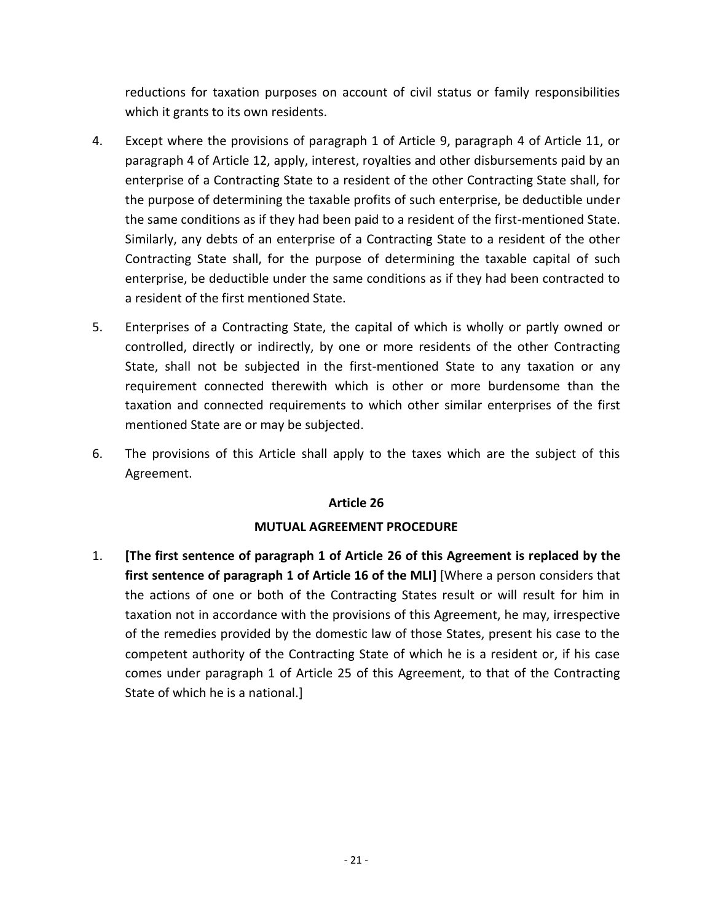reductions for taxation purposes on account of civil status or family responsibilities which it grants to its own residents.

4. Except where the provisions of paragraph 1 of Article 9, paragraph 4 of Article 11, or paragraph 4 of Article 12, apply, interest, royalties and other disbursements paid by an enterprise of a Contracting State to a resident of the other Contracting State shall, for the purpose of determining the taxable profits of such enterprise, be deductible under the same conditions as if they had been paid to a resident of the first-mentioned State. Similarly, any debts of an enterprise of a Contracting State to a resident of the other Contracting State shall, for the purpose of determining the taxable capital of such enterprise, be deductible under the same conditions as if they had been contracted to a resident of the first mentioned State.

5. Enterprises of a Contracting State, the capital of which is wholly or partly owned or controlled, directly or indirectly, by one or more residents of the other Contracting State, shall not be subjected in the first-mentioned State to any taxation or any requirement connected therewith which is other or more burdensome than the taxation and connected requirements to which other similar enterprises of the first mentioned State are or may be subjected.

6. The provisions of this Article shall apply to the taxes which are the subject of this Agreement.

### Article 26

### MUTUAL AGREEMENT PROCEDURE

1. **[The first sentence of paragraph 1 of Article 26 of this Agreement is replaced by the first sentence of paragraph 1 of Article 16 of the MLI]** [Where a person considers that the actions of one or both of the Contracting States result or will result for him in taxation not in accordance with the provisions of this Agreement, he may, irrespective of the remedies provided by the domestic law of those States, present his case to the competent authority of the Contracting State of which he is a resident or, if his case comes under paragraph 1 of Article 25 of this Agreement, to that of the Contracting State of which he is a national.]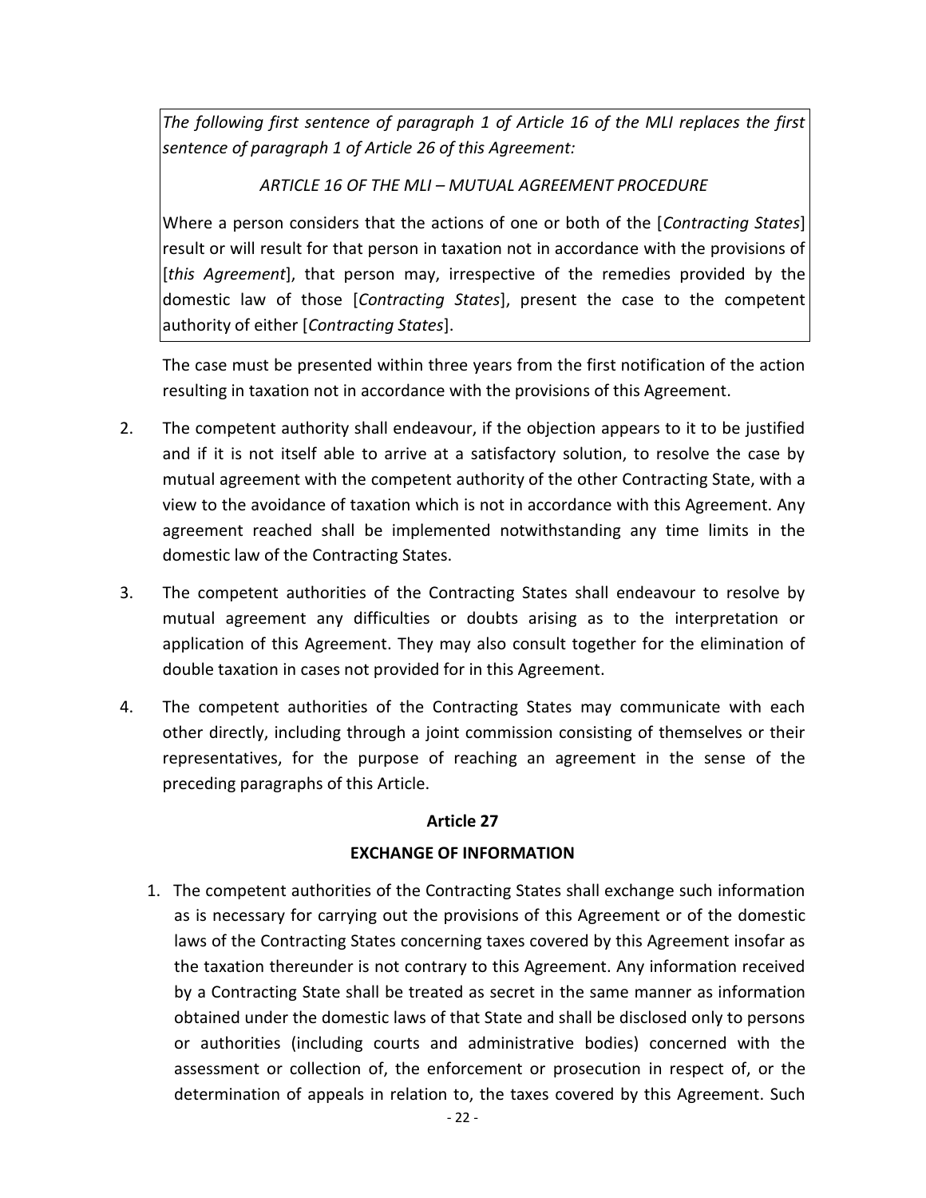*The following first sentence of paragraph 1 of Article 16 of the MLI replaces the first sentence of paragraph 1 of Article 26 of this Agreement:*

*ARTICLE 16 OF THE MLI – MUTUAL AGREEMENT PROCEDURE*

Where a person considers that the actions of one or both of the [*Contracting States*] result or will result for that person in taxation not in accordance with the provisions of [*this Agreement*], that person may, irrespective of the remedies provided by the domestic law of those [*Contracting States*], present the case to the competent authority of either [*Contracting States*].

The case must be presented within three years from the first notification of the action resulting in taxation not in accordance with the provisions of this Agreement.

2. The competent authority shall endeavour, if the objection appears to it to be justified and if it is not itself able to arrive at a satisfactory solution, to resolve the case by mutual agreement with the competent authority of the other Contracting State, with a view to the avoidance of taxation which is not in accordance with this Agreement. Any agreement reached shall be implemented notwithstanding any time limits in the domestic law of the Contracting States.

3. The competent authorities of the Contracting States shall endeavour to resolve by mutual agreement any difficulties or doubts arising as to the interpretation or application of this Agreement. They may also consult together for the elimination of double taxation in cases not provided for in this Agreement.

4. The competent authorities of the Contracting States may communicate with each other directly, including through a joint commission consisting of themselves or their representatives, for the purpose of reaching an agreement in the sense of the preceding paragraphs of this Article.

## Article 27

## EXCHANGE OF INFORMATION

1. The competent authorities of the Contracting States shall exchange such information as is necessary for carrying out the provisions of this Agreement or of the domestic laws of the Contracting States concerning taxes covered by this Agreement insofar as the taxation thereunder is not contrary to this Agreement. Any information received by a Contracting State shall be treated as secret in the same manner as information obtained under the domestic laws of that State and shall be disclosed only to persons or authorities (including courts and administrative bodies) concerned with the assessment or collection of, the enforcement or prosecution in respect of, or the determination of appeals in relation to, the taxes covered by this Agreement. Such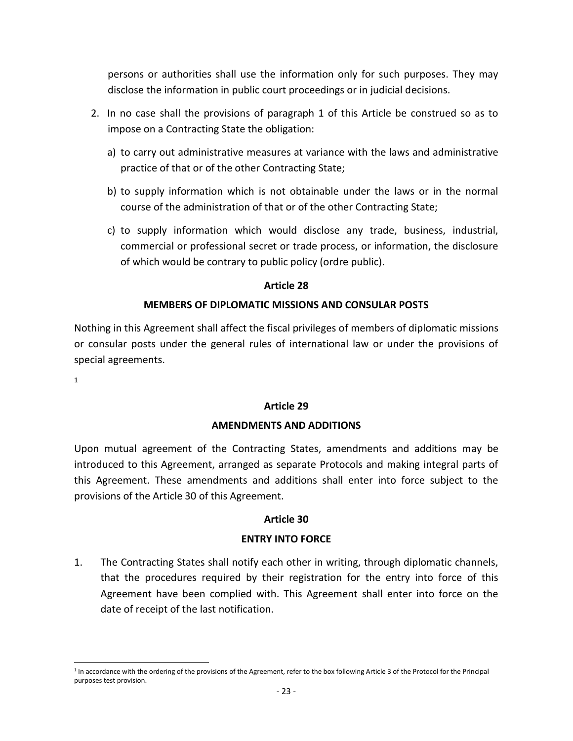persons or authorities shall use the information only for such purposes. They may disclose the information in public court proceedings or in judicial decisions.

2. In no case shall the provisions of paragraph 1 of this Article be construed so as to impose on a Contracting State the obligation:

   a) to carry out administrative measures at variance with the laws and administrative practice of that or of the other Contracting State;

   b) to supply information which is not obtainable under the laws or in the normal course of the administration of that or of the other Contracting State;

   c) to supply information which would disclose any trade, business, industrial, commercial or professional secret or trade process, or information, the disclosure of which would be contrary to public policy (ordre public).

**Article 28**

**MEMBERS OF DIPLOMATIC MISSIONS AND CONSULAR POSTS**

Nothing in this Agreement shall affect the fiscal privileges of members of diplomatic missions or consular posts under the general rules of international law or under the provisions of special agreements.

[1]

**Article 29**

**AMENDMENTS AND ADDITIONS**

Upon mutual agreement of the Contracting States, amendments and additions may be introduced to this Agreement, arranged as separate Protocols and making integral parts of this Agreement. These amendments and additions shall enter into force subject to the provisions of the Article 30 of this Agreement.

**Article 30**

**ENTRY INTO FORCE**

1. The Contracting States shall notify each other in writing, through diplomatic channels, that the procedures required by their registration for the entry into force of this Agreement have been complied with. This Agreement shall enter into force on the date of receipt of the last notification.

---

[1] In accordance with the ordering of the provisions of the Agreement, refer to the box following Article 3 of the Protocol for the Principal purposes test provision.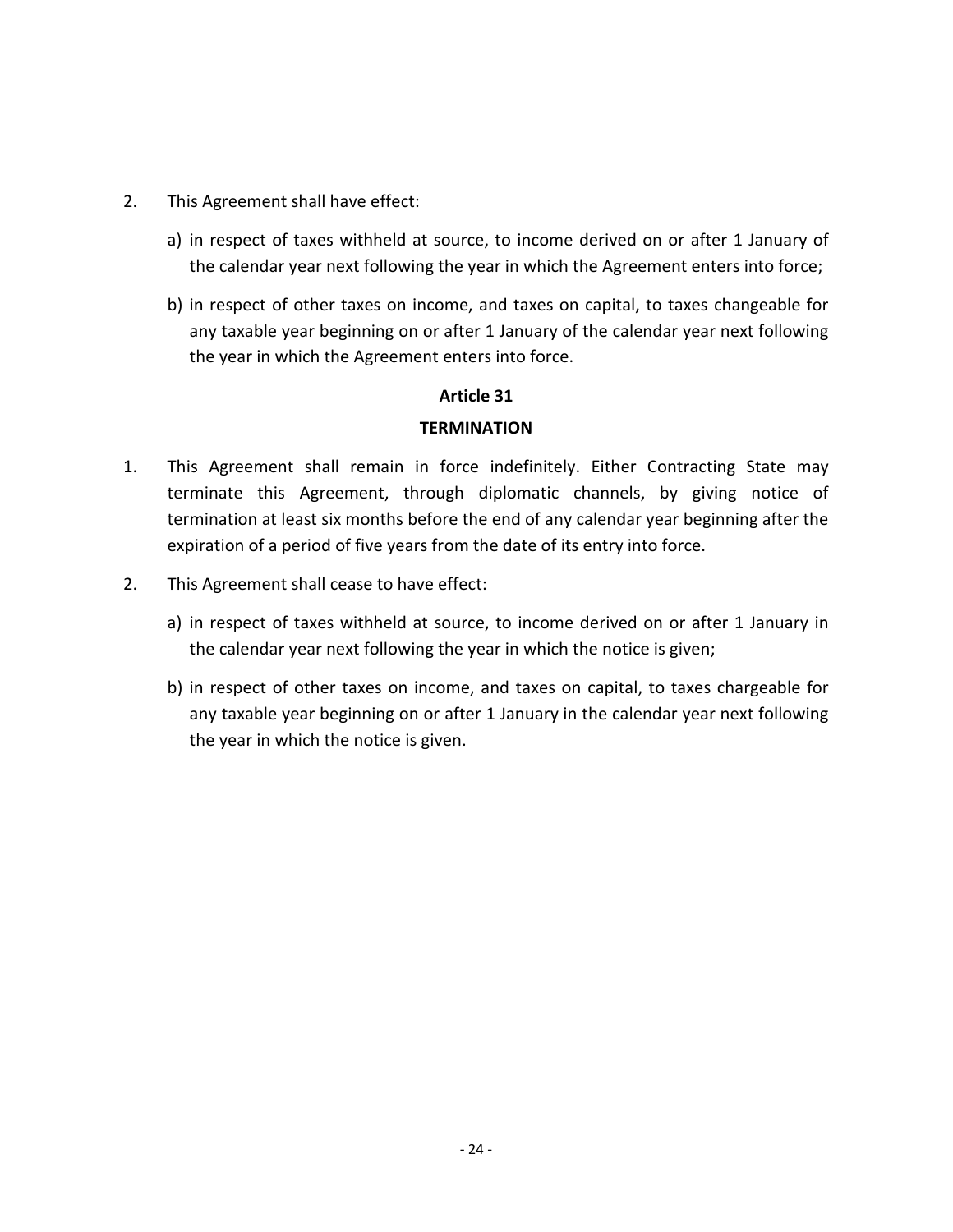2. This Agreement shall have effect:

   a) in respect of taxes withheld at source, to income derived on or after 1 January of the calendar year next following the year in which the Agreement enters into force;

   b) in respect of other taxes on income, and taxes on capital, to taxes changeable for any taxable year beginning on or after 1 January of the calendar year next following the year in which the Agreement enters into force.

**Article 31**

**TERMINATION**

1. This Agreement shall remain in force indefinitely. Either Contracting State may terminate this Agreement, through diplomatic channels, by giving notice of termination at least six months before the end of any calendar year beginning after the expiration of a period of five years from the date of its entry into force.

2. This Agreement shall cease to have effect:

   a) in respect of taxes withheld at source, to income derived on or after 1 January in the calendar year next following the year in which the notice is given;

   b) in respect of other taxes on income, and taxes on capital, to taxes chargeable for any taxable year beginning on or after 1 January in the calendar year next following the year in which the notice is given.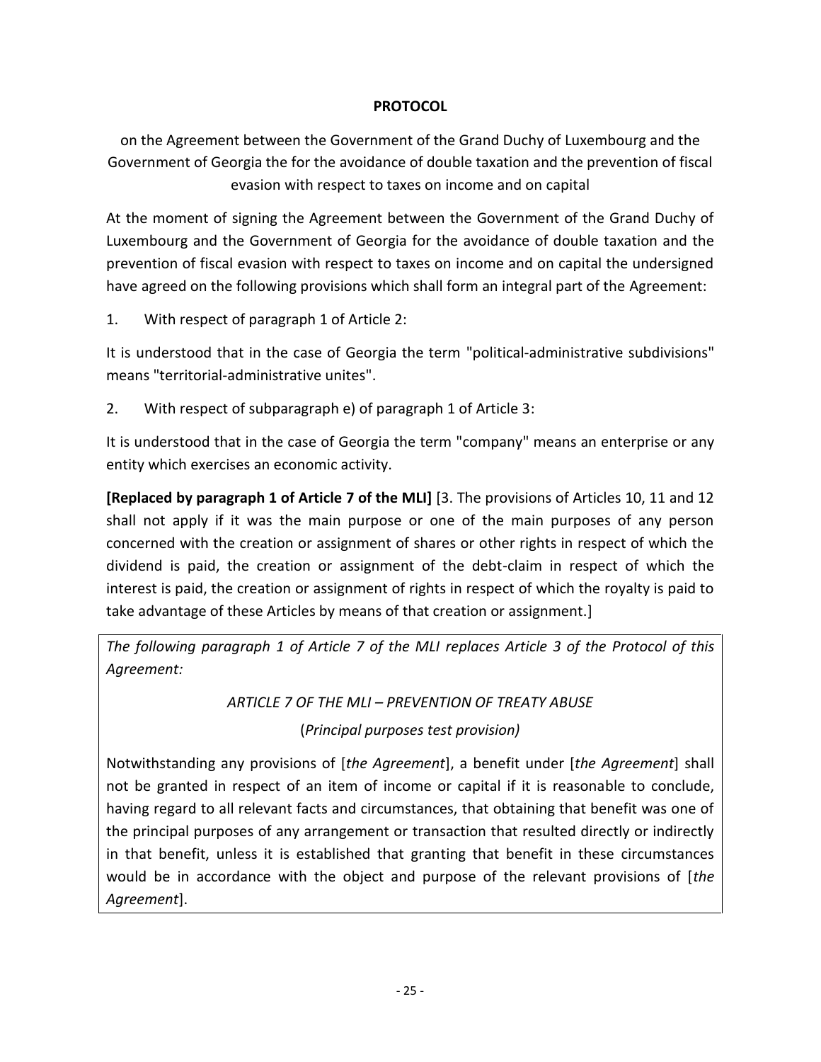**PROTOCOL**

on the Agreement between the Government of the Grand Duchy of Luxembourg and the Government of Georgia the for the avoidance of double taxation and the prevention of fiscal evasion with respect to taxes on income and on capital

At the moment of signing the Agreement between the Government of the Grand Duchy of Luxembourg and the Government of Georgia for the avoidance of double taxation and the prevention of fiscal evasion with respect to taxes on income and on capital the undersigned have agreed on the following provisions which shall form an integral part of the Agreement:

1. With respect of paragraph 1 of Article 2:

It is understood that in the case of Georgia the term "political-administrative subdivisions" means "territorial-administrative unites".

2. With respect of subparagraph e) of paragraph 1 of Article 3:

It is understood that in the case of Georgia the term "company" means an enterprise or any entity which exercises an economic activity.

**[Replaced by paragraph 1 of Article 7 of the MLI]** [3. The provisions of Articles 10, 11 and 12 shall not apply if it was the main purpose or one of the main purposes of any person concerned with the creation or assignment of shares or other rights in respect of which the dividend is paid, the creation or assignment of the debt-claim in respect of which the interest is paid, the creation or assignment of rights in respect of which the royalty is paid to take advantage of these Articles by means of that creation or assignment.]

*The following paragraph 1 of Article 7 of the MLI replaces Article 3 of the Protocol of this Agreement:*

*ARTICLE 7 OF THE MLI – PREVENTION OF TREATY ABUSE*

(*Principal purposes test provision)*

Notwithstanding any provisions of [*the Agreement*], a benefit under [*the Agreement*] shall not be granted in respect of an item of income or capital if it is reasonable to conclude, having regard to all relevant facts and circumstances, that obtaining that benefit was one of the principal purposes of any arrangement or transaction that resulted directly or indirectly in that benefit, unless it is established that granting that benefit in these circumstances would be in accordance with the object and purpose of the relevant provisions of [*the Agreement*].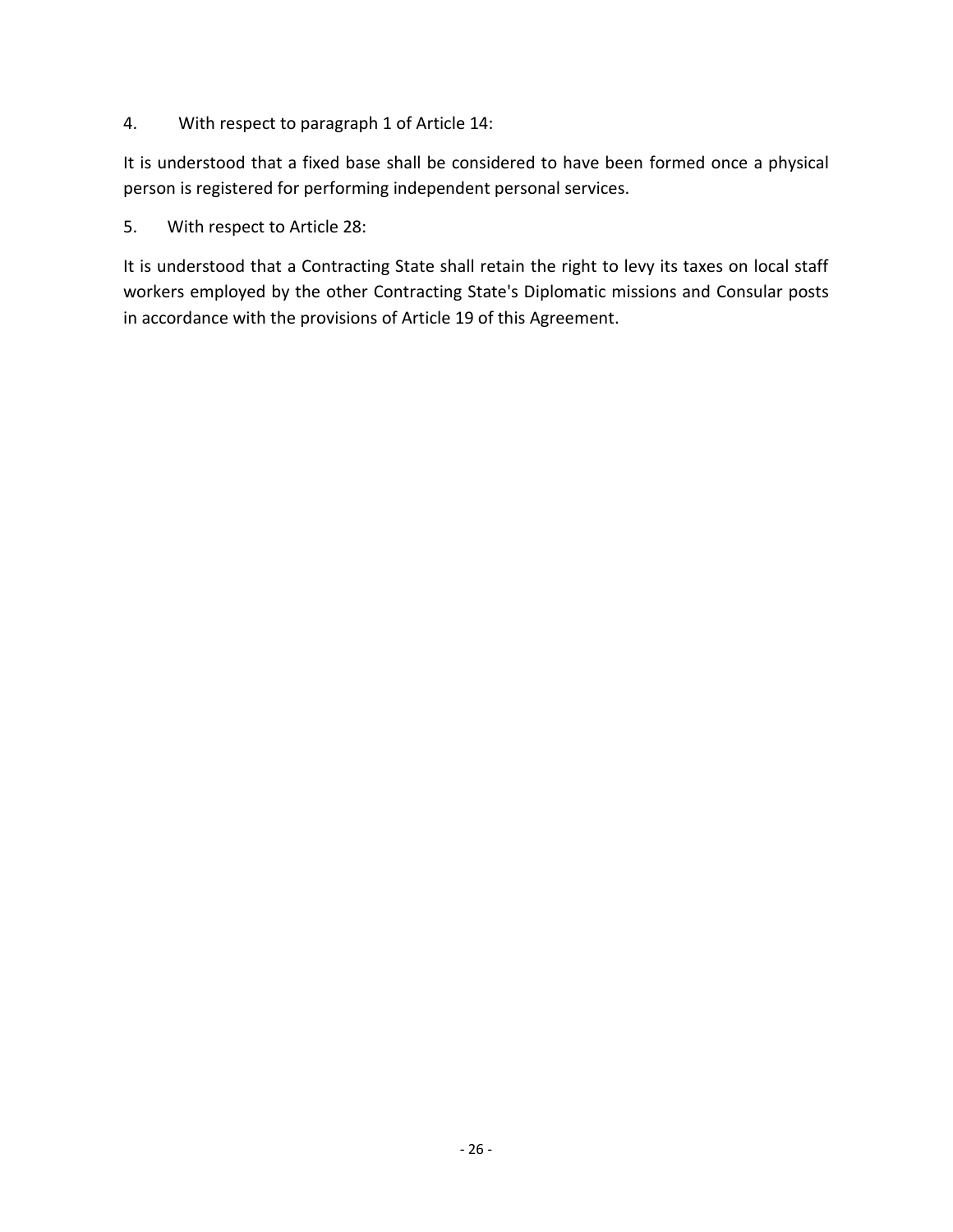4. With respect to paragraph 1 of Article 14:

It is understood that a fixed base shall be considered to have been formed once a physical person is registered for performing independent personal services.

5. With respect to Article 28:

It is understood that a Contracting State shall retain the right to levy its taxes on local staff workers employed by the other Contracting State's Diplomatic missions and Consular posts in accordance with the provisions of Article 19 of this Agreement.